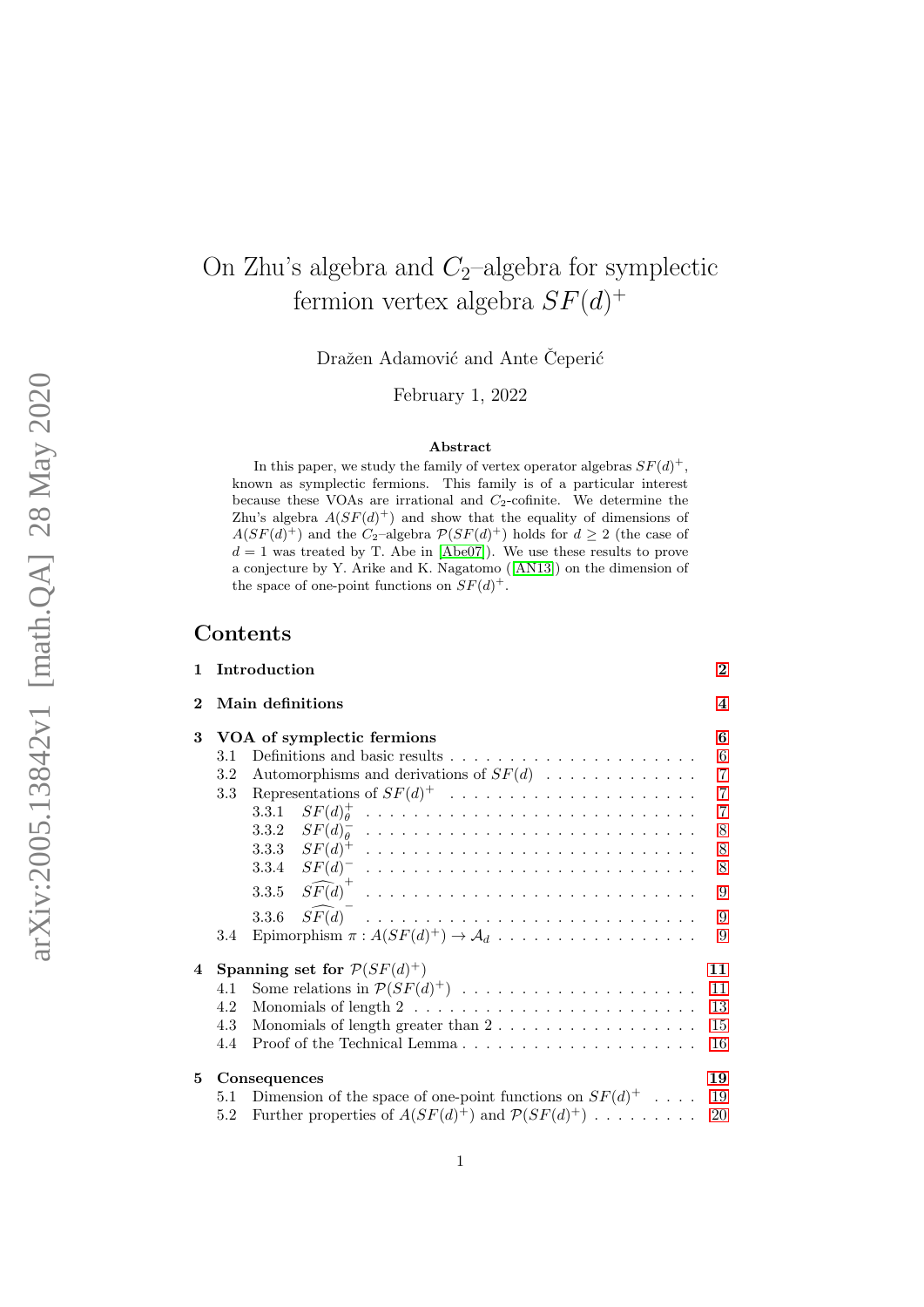# On Zhu's algebra and $C_2$–algebra for symplectic fermion vertex algebra $SF(d)^+$

Dražen Adamović and Ante Čeperić

February 1, 2022

## Abstract

In this paper, we study the family of vertex operator algebras $SF(d)^+$, known as symplectic fermions. This family is of a particular interest because these VOAs are irrational and $C_2$-cofinite. We determine the Zhu's algebra $A(SF(d)^+)$ and show that the equality of dimensions of $A(SF(d)^+)$ and the $C_2$–algebra $\mathcal{P}(SF(d)^+)$ holds for $d \geq 2$ (the case of $d = 1$ was treated by T. Abe in [Abe07]). We use these results to prove a conjecture by Y. Arike and K. Nagatomo ([AN13]) on the dimension of the space of one-point functions on $SF(d)^+$.

## Contents

1 Introduction 2

2 Main definitions 4

3 VOA of symplectic fermions 6
- 3.1 Definitions and basic results 6
- 3.2 Automorphisms and derivations of $SF(d)$ 7
- 3.3 Representations of $SF(d)^+$ 7
  - 3.3.1 $SF(d)_\theta^+$ 7
  - 3.3.2 $SF(d)_\theta^-$ 8
  - 3.3.3 $SF(d)^+$ 8
  - 3.3.4 $SF(d)^-$ 8
  - 3.3.5 $\widehat{SF(d)}^+$ 9
  - 3.3.6 $\widehat{SF(d)}^-$ 9
- 3.4 Epimorphism $\pi : A(SF(d)^+) \to \mathcal{A}_d$ 9

4 Spanning set for $\mathcal{P}(SF(d)^+)$ 11
- 4.1 Some relations in $\mathcal{P}(SF(d)^+)$ 11
- 4.2 Monomials of length 2 13
- 4.3 Monomials of length greater than 2 15
- 4.4 Proof of the Technical Lemma 16

5 Consequences 19
- 5.1 Dimension of the space of one-point functions on $SF(d)^+$ 19
- 5.2 Further properties of $A(SF(d)^+)$ and $\mathcal{P}(SF(d)^+)$ 20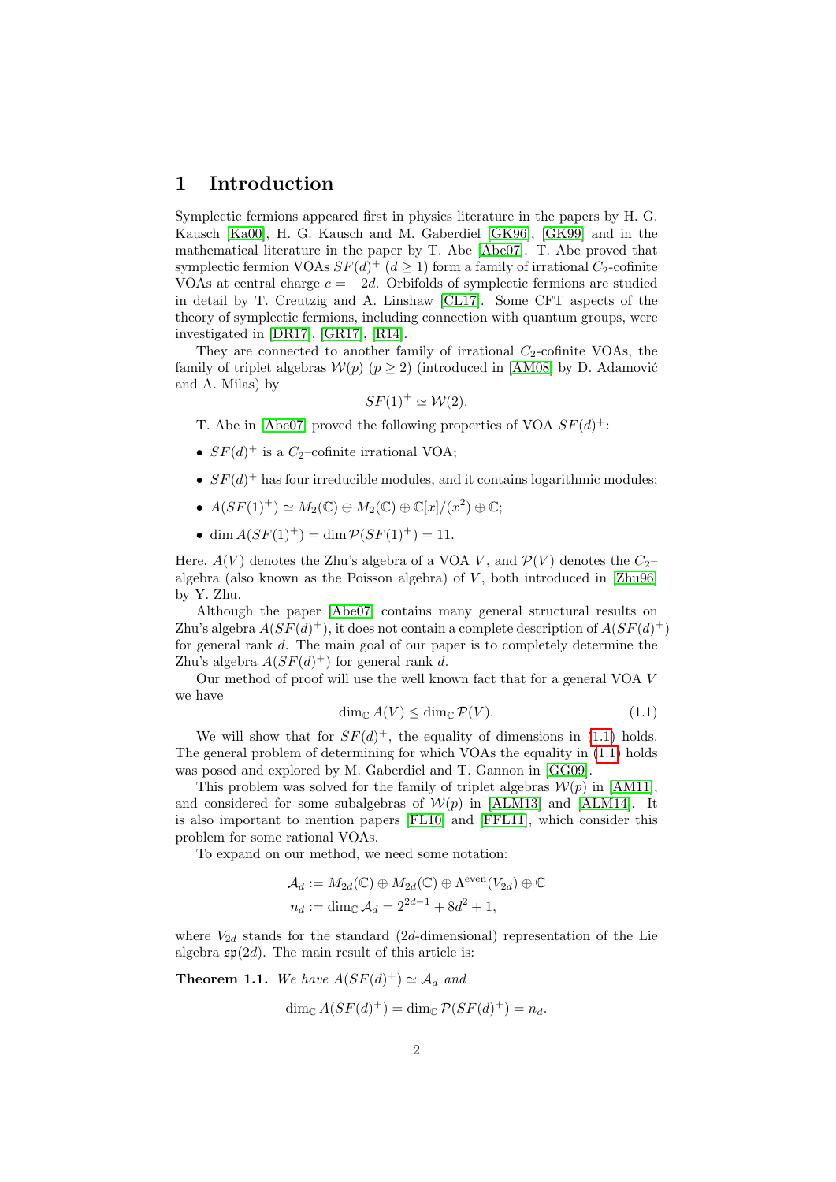# 1 Introduction

Symplectic fermions appeared first in physics literature in the papers by H. G. Kausch [Ka00], H. G. Kausch and M. Gaberdiel [GK96], [GK99] and in the mathematical literature in the paper by T. Abe [Abe07]. T. Abe proved that symplectic fermion VOAs $SF(d)^+$ ($d \geq 1$) form a family of irrational $C_2$-cofinite VOAs at central charge $c = -2d$. Orbifolds of symplectic fermions are studied in detail by T. Creutzig and A. Linshaw [CL17]. Some CFT aspects of the theory of symplectic fermions, including connection with quantum groups, were investigated in [DR17], [GR17], [R14].

They are connected to another family of irrational $C_2$-cofinite VOAs, the family of triplet algebras $\mathcal{W}(p)$ ($p \geq 2$) (introduced in [AM08] by D. Adamović and A. Milas) by

$$SF(1)^+ \simeq \mathcal{W}(2).$$

T. Abe in [Abe07] proved the following properties of VOA $SF(d)^+$:

- $SF(d)^+$ is a $C_2$–cofinite irrational VOA;
- $SF(d)^+$ has four irreducible modules, and it contains logarithmic modules;
- $A(SF(1)^+) \simeq M_2(\mathbb{C}) \oplus M_2(\mathbb{C}) \oplus \mathbb{C}[x]/(x^2) \oplus \mathbb{C}$;
- $\dim A(SF(1)^+) = \dim \mathcal{P}(SF(1)^+) = 11$.

Here, $A(V)$ denotes the Zhu's algebra of a VOA $V$, and $\mathcal{P}(V)$ denotes the $C_2$–algebra (also known as the Poisson algebra) of $V$, both introduced in [Zhu96] by Y. Zhu.

Although the paper [Abe07] contains many general structural results on Zhu's algebra $A(SF(d)^+)$, it does not contain a complete description of $A(SF(d)^+)$ for general rank $d$. The main goal of our paper is to completely determine the Zhu's algebra $A(SF(d)^+)$ for general rank $d$.

Our method of proof will use the well known fact that for a general VOA $V$ we have

$$\dim_{\mathbb{C}} A(V) \leq \dim_{\mathbb{C}} \mathcal{P}(V). \tag{1.1}$$

We will show that for $SF(d)^+$, the equality of dimensions in (1.1) holds. The general problem of determining for which VOAs the equality in (1.1) holds was posed and explored by M. Gaberdiel and T. Gannon in [GG09].

This problem was solved for the family of triplet algebras $\mathcal{W}(p)$ in [AM11], and considered for some subalgebras of $\mathcal{W}(p)$ in [ALM13] and [ALM14]. It is also important to mention papers [FL10] and [FFL11], which consider this problem for some rational VOAs.

To expand on our method, we need some notation:

$$\mathcal{A}_d := M_{2d}(\mathbb{C}) \oplus M_{2d}(\mathbb{C}) \oplus \Lambda^{\text{even}}(V_{2d}) \oplus \mathbb{C}$$
$$n_d := \dim_{\mathbb{C}} \mathcal{A}_d = 2^{2d-1} + 8d^2 + 1,$$

where $V_{2d}$ stands for the standard ($2d$-dimensional) representation of the Lie algebra $\mathfrak{sp}(2d)$. The main result of this article is:

**Theorem 1.1.** *We have $A(SF(d)^+) \simeq \mathcal{A}_d$ and*

$$\dim_{\mathbb{C}} A(SF(d)^+) = \dim_{\mathbb{C}} \mathcal{P}(SF(d)^+) = n_d.$$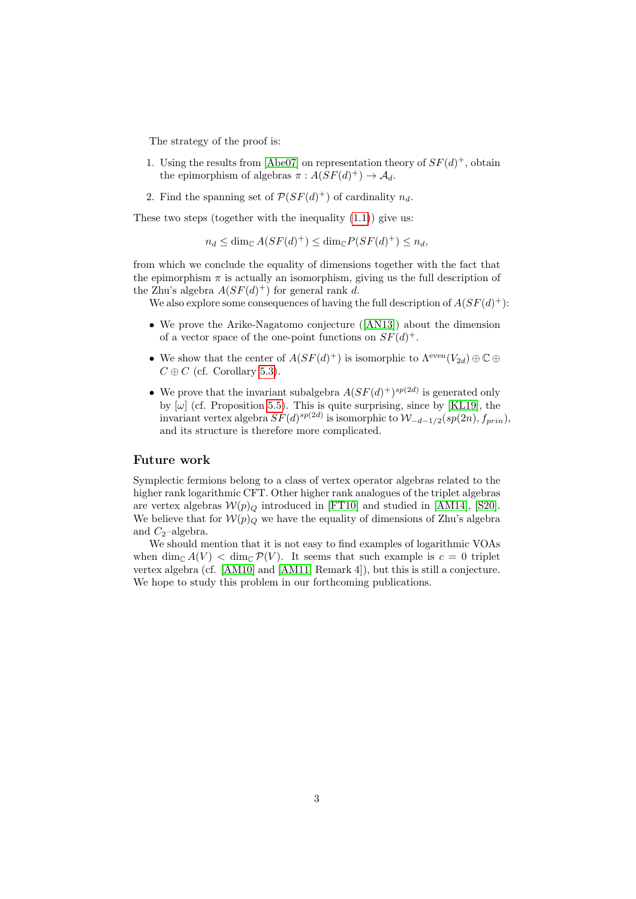The strategy of the proof is:

1. Using the results from [Abe07] on representation theory of $SF(d)^+$, obtain the epimorphism of algebras $\pi : A(SF(d)^+) \to \mathcal{A}_d$.
2. Find the spanning set of $\mathcal{P}(SF(d)^+)$ of cardinality $n_d$.

These two steps (together with the inequality (1.1)) give us:

$$n_d \leq \dim_{\mathbb{C}} A(SF(d)^+) \leq \dim_{\mathbb{C}} P(SF(d)^+) \leq n_d,$$

from which we conclude the equality of dimensions together with the fact that the epimorphism $\pi$ is actually an isomorphism, giving us the full description of the Zhu's algebra $A(SF(d)^+)$ for general rank $d$.

We also explore some consequences of having the full description of $A(SF(d)^+)$:

- We prove the Arike-Nagatomo conjecture ([AN13]) about the dimension of a vector space of the one-point functions on $SF(d)^+$.
- We show that the center of $A(SF(d)^+)$ is isomorphic to $\Lambda^{\text{even}}(V_{2d}) \oplus \mathbb{C} \oplus C \oplus C$ (cf. Corollary 5.3).
- We prove that the invariant subalgebra $A(SF(d)^+)^{sp(2d)}$ is generated only by $[\omega]$ (cf. Proposition 5.5). This is quite surprising, since by [KL19], the invariant vertex algebra $SF(d)^{sp(2d)}$ is isomorphic to $\mathcal{W}_{-d-1/2}(sp(2n), f_{prin})$, and its structure is therefore more complicated.

## Future work

Symplectic fermions belong to a class of vertex operator algebras related to the higher rank logarithmic CFT. Other higher rank analogues of the triplet algebras are vertex algebras $\mathcal{W}(p)_Q$ introduced in [FT10] and studied in [AM14], [S20]. We believe that for $\mathcal{W}(p)_Q$ we have the equality of dimensions of Zhu's algebra and $C_2$–algebra.

We should mention that it is not easy to find examples of logarithmic VOAs when $\dim_{\mathbb{C}} A(V) < \dim_{\mathbb{C}} \mathcal{P}(V)$. It seems that such example is $c = 0$ triplet vertex algebra (cf. [AM10] and [AM11, Remark 4]), but this is still a conjecture. We hope to study this problem in our forthcoming publications.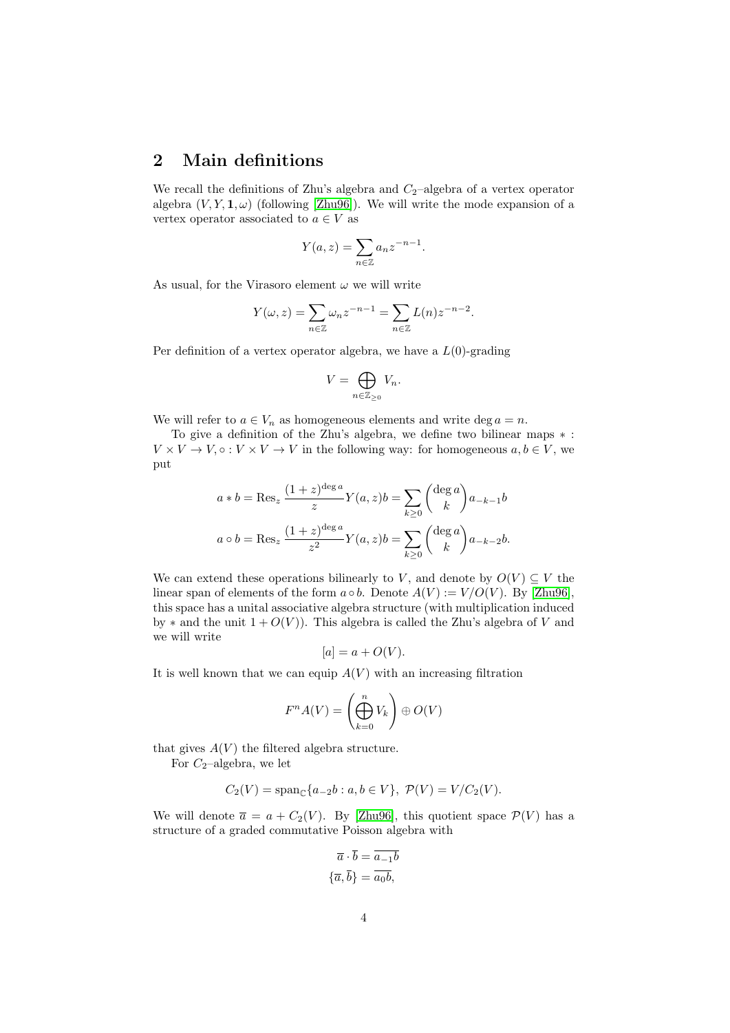## 2 Main definitions

We recall the definitions of Zhu's algebra and $C_2$–algebra of a vertex operator algebra $(V, Y, \mathbf{1}, \omega)$ (following [Zhu96]). We will write the mode expansion of a vertex operator associated to $a \in V$ as

$$Y(a,z) = \sum_{n\in\mathbb{Z}} a_n z^{-n-1}.$$

As usual, for the Virasoro element $\omega$ we will write

$$Y(\omega, z) = \sum_{n\in\mathbb{Z}} \omega_n z^{-n-1} = \sum_{n\in\mathbb{Z}} L(n) z^{-n-2}.$$

Per definition of a vertex operator algebra, we have a $L(0)$-grading

$$V = \bigoplus_{n\in\mathbb{Z}_{\geq 0}} V_n.$$

We will refer to $a \in V_n$ as homogeneous elements and write $\deg a = n$.

To give a definition of the Zhu's algebra, we define two bilinear maps $* : V \times V \to V, \circ : V \times V \to V$ in the following way: for homogeneous $a, b \in V$, we put

$$a * b = \mathrm{Res}_z \frac{(1+z)^{\deg a}}{z} Y(a,z)b = \sum_{k\geq 0} \binom{\deg a}{k} a_{-k-1} b$$

$$a \circ b = \mathrm{Res}_z \frac{(1+z)^{\deg a}}{z^2} Y(a,z)b = \sum_{k\geq 0} \binom{\deg a}{k} a_{-k-2} b.$$

We can extend these operations bilinearly to $V$, and denote by $O(V) \subseteq V$ the linear span of elements of the form $a \circ b$. Denote $A(V) := V/O(V)$. By [Zhu96], this space has a unital associative algebra structure (with multiplication induced by $*$ and the unit $1 + O(V)$). This algebra is called the Zhu's algebra of $V$ and we will write

$$[a] = a + O(V).$$

It is well known that we can equip $A(V)$ with an increasing filtration

$$F^n A(V) = \left( \bigoplus_{k=0}^{n} V_k \right) \oplus O(V)$$

that gives $A(V)$ the filtered algebra structure.

For $C_2$–algebra, we let

$$C_2(V) = \mathrm{span}_{\mathbb{C}}\{a_{-2}b : a, b \in V\}, \ \mathcal{P}(V) = V/C_2(V).$$

We will denote $\overline{a} = a + C_2(V)$. By [Zhu96], this quotient space $\mathcal{P}(V)$ has a structure of a graded commutative Poisson algebra with

$$\overline{a} \cdot \overline{b} = \overline{a_{-1}b}$$

$$\{\overline{a}, \overline{b}\} = \overline{a_0 b},$$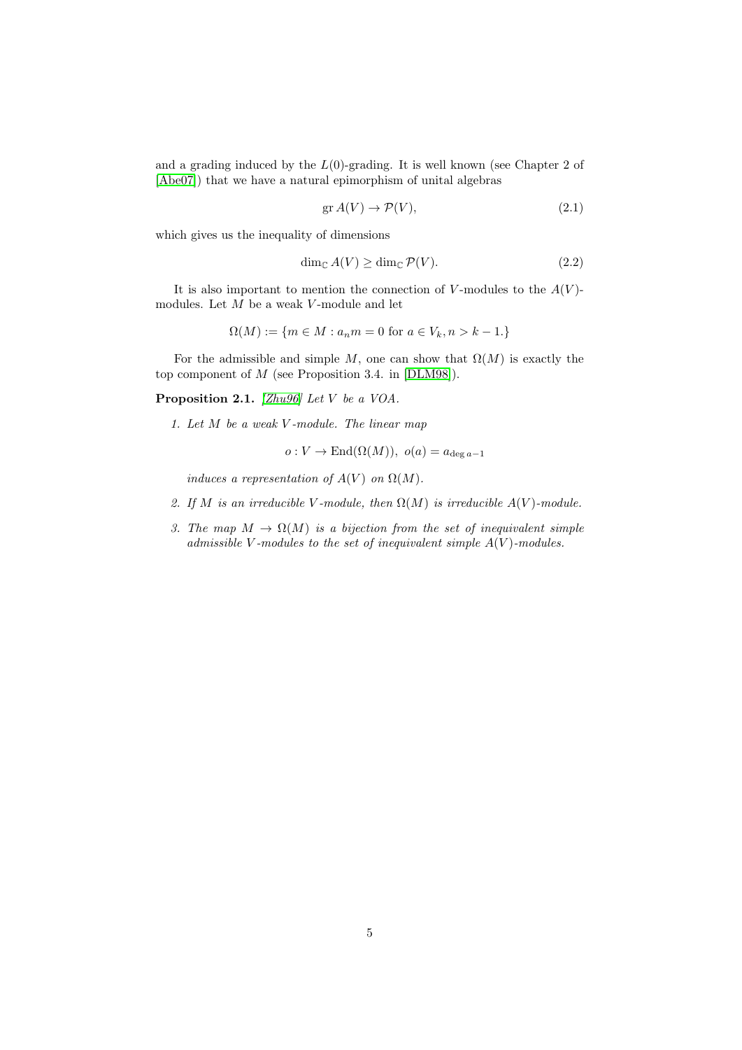and a grading induced by the $L(0)$-grading. It is well known (see Chapter 2 of [Abe07]) that we have a natural epimorphism of unital algebras

$$\operatorname{gr} A(V) \to \mathcal{P}(V), \tag{2.1}$$

which gives us the inequality of dimensions

$$\dim_{\mathbb{C}} A(V) \geq \dim_{\mathbb{C}} \mathcal{P}(V). \tag{2.2}$$

It is also important to mention the connection of $V$-modules to the $A(V)$-modules. Let $M$ be a weak $V$-module and let

$$\Omega(M) := \{m \in M : a_n m = 0 \text{ for } a \in V_k, n > k - 1.\}$$

For the admissible and simple $M$, one can show that $\Omega(M)$ is exactly the top component of $M$ (see Proposition 3.4. in [DLM98]).

**Proposition 2.1.** *[Zhu96] Let $V$ be a VOA.*

1. *Let $M$ be a weak $V$-module. The linear map*

   $$o : V \to \operatorname{End}(\Omega(M)),\ o(a) = a_{\deg a - 1}$$

   *induces a representation of $A(V)$ on $\Omega(M)$.*

2. *If $M$ is an irreducible $V$-module, then $\Omega(M)$ is irreducible $A(V)$-module.*

3. *The map $M \to \Omega(M)$ is a bijection from the set of inequivalent simple admissible $V$-modules to the set of inequivalent simple $A(V)$-modules.*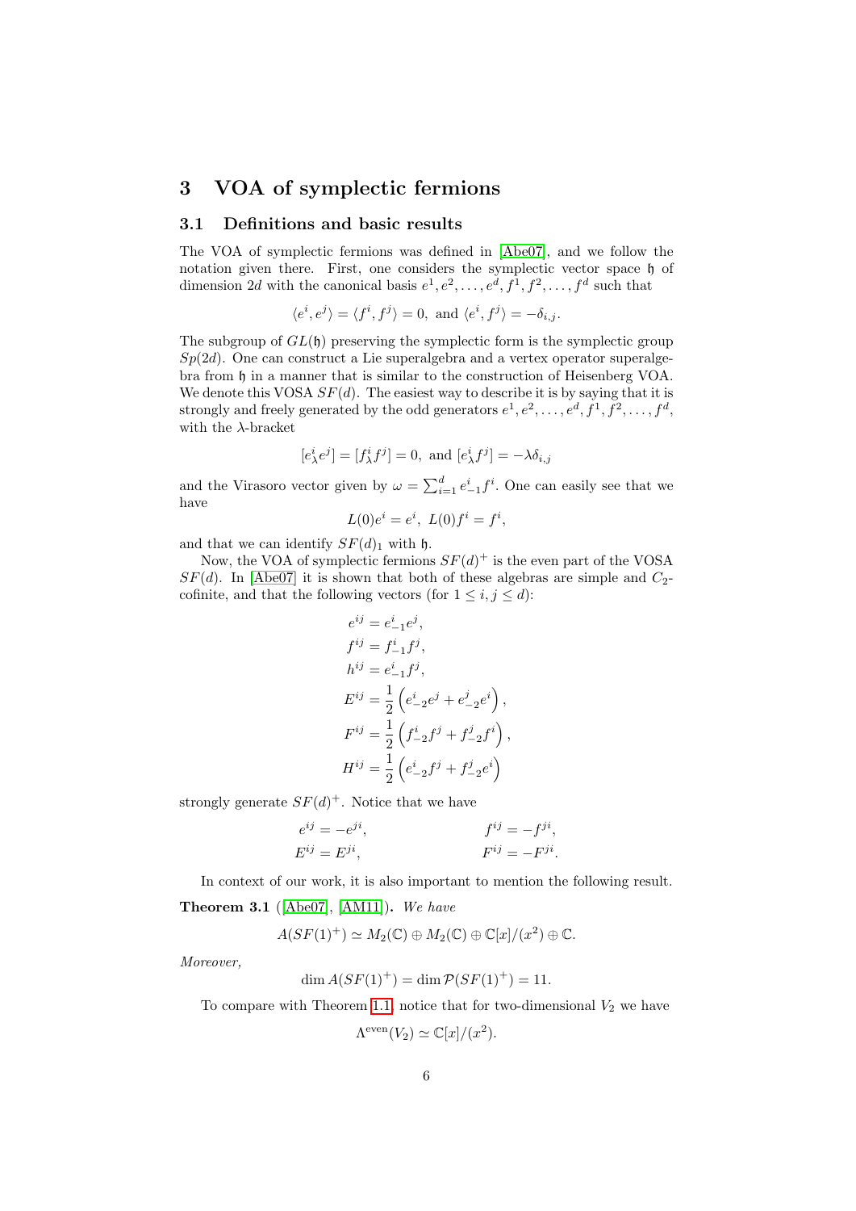# 3 VOA of symplectic fermions

## 3.1 Definitions and basic results

The VOA of symplectic fermions was defined in [Abe07], and we follow the notation given there. First, one considers the symplectic vector space $\mathfrak{h}$ of dimension $2d$ with the canonical basis $e^1, e^2, \ldots, e^d, f^1, f^2, \ldots, f^d$ such that

$$\langle e^i, e^j \rangle = \langle f^i, f^j \rangle = 0, \text{ and } \langle e^i, f^j \rangle = -\delta_{i,j}.$$

The subgroup of $GL(\mathfrak{h})$ preserving the symplectic form is the symplectic group $Sp(2d)$. One can construct a Lie superalgebra and a vertex operator superalgebra from $\mathfrak{h}$ in a manner that is similar to the construction of Heisenberg VOA. We denote this VOSA $SF(d)$. The easiest way to describe it is by saying that it is strongly and freely generated by the odd generators $e^1, e^2, \ldots, e^d, f^1, f^2, \ldots, f^d$, with the $\lambda$-bracket

$$[e^i{}_\lambda e^j] = [f^i{}_\lambda f^j] = 0, \text{ and } [e^i{}_\lambda f^j] = -\lambda \delta_{i,j}$$

and the Virasoro vector given by $\omega = \sum_{i=1}^d e^i_{-1} f^i$. One can easily see that we have

$$L(0)e^i = e^i, \; L(0)f^i = f^i,$$

and that we can identify $SF(d)_1$ with $\mathfrak{h}$.

Now, the VOA of symplectic fermions $SF(d)^+$ is the even part of the VOSA $SF(d)$. In [Abe07] it is shown that both of these algebras are simple and $C_2$-cofinite, and that the following vectors (for $1 \leq i, j \leq d$):

$$\begin{aligned}
e^{ij} &= e^i_{-1} e^j, \\
f^{ij} &= f^i_{-1} f^j, \\
h^{ij} &= e^i_{-1} f^j, \\
E^{ij} &= \frac{1}{2}\left(e^i_{-2} e^j + e^j_{-2} e^i\right), \\
F^{ij} &= \frac{1}{2}\left(f^i_{-2} f^j + f^j_{-2} f^i\right), \\
H^{ij} &= \frac{1}{2}\left(e^i_{-2} f^j + f^j_{-2} e^i\right)
\end{aligned}$$

strongly generate $SF(d)^+$. Notice that we have

$$\begin{aligned}
e^{ij} &= -e^{ji}, & f^{ij} &= -f^{ji}, \\
E^{ij} &= E^{ji}, & F^{ij} &= -F^{ji}.
\end{aligned}$$

In context of our work, it is also important to mention the following result.

**Theorem 3.1** ([Abe07], [AM11])**.** *We have*

$$A(SF(1)^+) \simeq M_2(\mathbb{C}) \oplus M_2(\mathbb{C}) \oplus \mathbb{C}[x]/(x^2) \oplus \mathbb{C}.$$

*Moreover,*

$$\dim A(SF(1)^+) = \dim \mathcal{P}(SF(1)^+) = 11.$$

To compare with Theorem 1.1, notice that for two-dimensional $V_2$ we have

$$\Lambda^{\text{even}}(V_2) \simeq \mathbb{C}[x]/(x^2).$$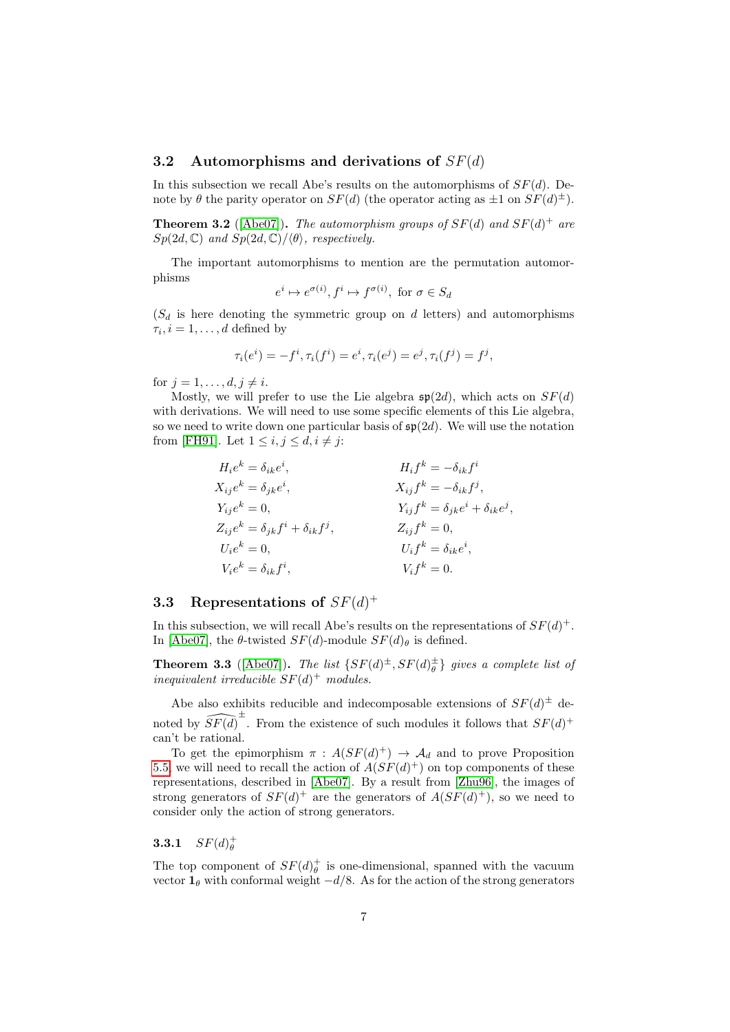## 3.2 Automorphisms and derivations of $SF(d)$

In this subsection we recall Abe's results on the automorphisms of $SF(d)$. Denote by $\theta$ the parity operator on $SF(d)$ (the operator acting as $\pm 1$ on $SF(d)^{\pm}$).

**Theorem 3.2** ([Abe07]). *The automorphism groups of $SF(d)$ and $SF(d)^+$ are $Sp(2d,\mathbb{C})$ and $Sp(2d,\mathbb{C})/\langle\theta\rangle$, respectively.*

The important automorphisms to mention are the permutation automorphisms

$$e^i \mapsto e^{\sigma(i)},\, f^i \mapsto f^{\sigma(i)}, \text{ for } \sigma \in S_d$$

($S_d$ is here denoting the symmetric group on $d$ letters) and automorphisms $\tau_i, i = 1, \ldots, d$ defined by

$$\tau_i(e^i) = -f^i, \tau_i(f^i) = e^i, \tau_i(e^j) = e^j, \tau_i(f^j) = f^j,$$

for $j = 1, \ldots, d, j \neq i$.

Mostly, we will prefer to use the Lie algebra $\mathfrak{sp}(2d)$, which acts on $SF(d)$ with derivations. We will need to use some specific elements of this Lie algebra, so we need to write down one particular basis of $\mathfrak{sp}(2d)$. We will use the notation from [FH91]. Let $1 \leq i, j \leq d, i \neq j$:

$$\begin{aligned}
H_i e^k &= \delta_{ik} e^i, & H_i f^k &= -\delta_{ik} f^i \\
X_{ij} e^k &= \delta_{jk} e^i, & X_{ij} f^k &= -\delta_{ik} f^j, \\
Y_{ij} e^k &= 0, & Y_{ij} f^k &= \delta_{jk} e^i + \delta_{ik} e^j, \\
Z_{ij} e^k &= \delta_{jk} f^i + \delta_{ik} f^j, & Z_{ij} f^k &= 0, \\
U_i e^k &= 0, & U_i f^k &= \delta_{ik} e^i, \\
V_i e^k &= \delta_{ik} f^i, & V_i f^k &= 0.
\end{aligned}$$

## 3.3 Representations of $SF(d)^+$

In this subsection, we will recall Abe's results on the representations of $SF(d)^+$. In [Abe07], the $\theta$-twisted $SF(d)$-module $SF(d)_\theta$ is defined.

**Theorem 3.3** ([Abe07]). *The list $\{SF(d)^{\pm}, SF(d)_\theta^{\pm}\}$ gives a complete list of inequivalent irreducible $SF(d)^+$ modules.*

Abe also exhibits reducible and indecomposable extensions of $SF(d)^{\pm}$ denoted by $\widehat{SF(d)}^{\pm}$. From the existence of such modules it follows that $SF(d)^+$ can't be rational.

To get the epimorphism $\pi : A(SF(d)^+) \to \mathcal{A}_d$ and to prove Proposition 5.5 we will need to recall the action of $A(SF(d)^+)$ on top components of these representations, described in [Abe07]. By a result from [Zhu96], the images of strong generators of $SF(d)^+$ are the generators of $A(SF(d)^+)$, so we need to consider only the action of strong generators.

### 3.3.1 $SF(d)_\theta^+$

The top component of $SF(d)_\theta^+$ is one-dimensional, spanned with the vacuum vector $\mathbf{1}_\theta$ with conformal weight $-d/8$. As for the action of the strong generators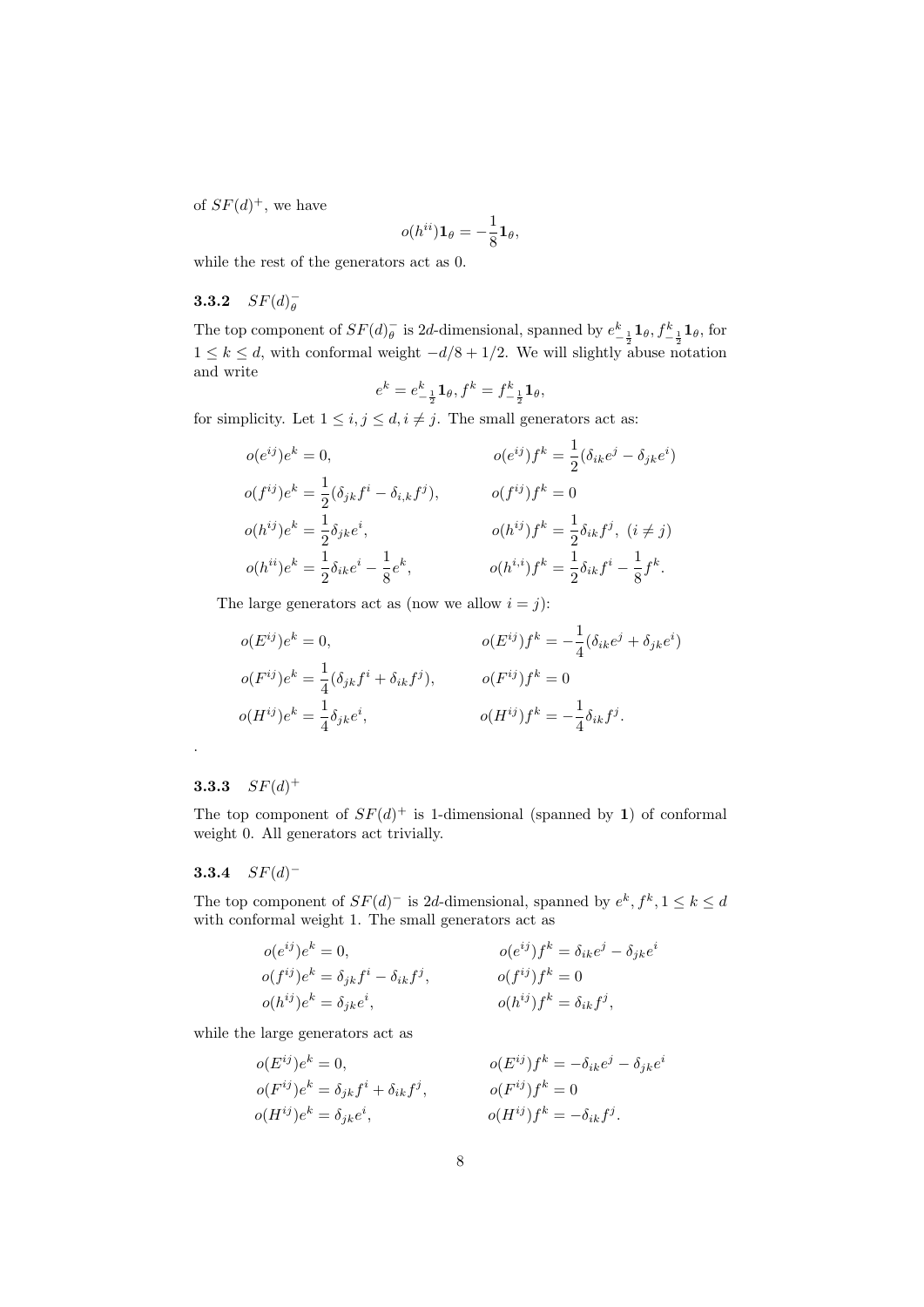of $SF(d)^+$, we have

$$o(h^{ii})\mathbf{1}_\theta = -\frac{1}{8}\mathbf{1}_\theta,$$

while the rest of the generators act as 0.

### 3.3.2 $SF(d)^-_\theta$

The top component of $SF(d)^-_\theta$ is $2d$-dimensional, spanned by $e^k_{-\frac{1}{2}}\mathbf{1}_\theta, f^k_{-\frac{1}{2}}\mathbf{1}_\theta$, for $1 \leq k \leq d$, with conformal weight $-d/8 + 1/2$. We will slightly abuse notation and write

$$e^k = e^k_{-\frac{1}{2}}\mathbf{1}_\theta, f^k = f^k_{-\frac{1}{2}}\mathbf{1}_\theta,$$

for simplicity. Let $1 \leq i, j \leq d, i \neq j$. The small generators act as:

$$\begin{aligned}
o(e^{ij})e^k &= 0, & o(e^{ij})f^k &= \frac{1}{2}(\delta_{ik}e^j - \delta_{jk}e^i) \\
o(f^{ij})e^k &= \frac{1}{2}(\delta_{jk}f^i - \delta_{i,k}f^j), & o(f^{ij})f^k &= 0 \\
o(h^{ij})e^k &= \frac{1}{2}\delta_{jk}e^i, & o(h^{ij})f^k &= \frac{1}{2}\delta_{ik}f^j,\ (i \neq j) \\
o(h^{ii})e^k &= \frac{1}{2}\delta_{ik}e^i - \frac{1}{8}e^k, & o(h^{i,i})f^k &= \frac{1}{2}\delta_{ik}f^i - \frac{1}{8}f^k.
\end{aligned}$$

The large generators act as (now we allow $i = j$):

$$\begin{aligned}
o(E^{ij})e^k &= 0, & o(E^{ij})f^k &= -\frac{1}{4}(\delta_{ik}e^j + \delta_{jk}e^i) \\
o(F^{ij})e^k &= \frac{1}{4}(\delta_{jk}f^i + \delta_{ik}f^j), & o(F^{ij})f^k &= 0 \\
o(H^{ij})e^k &= \frac{1}{4}\delta_{jk}e^i, & o(H^{ij})f^k &= -\frac{1}{4}\delta_{ik}f^j.
\end{aligned}$$

.

### 3.3.3 $SF(d)^+$

The top component of $SF(d)^+$ is 1-dimensional (spanned by $\mathbf{1}$) of conformal weight 0. All generators act trivially.

### 3.3.4 $SF(d)^-$

The top component of $SF(d)^-$ is $2d$-dimensional, spanned by $e^k, f^k, 1 \leq k \leq d$ with conformal weight 1. The small generators act as

$$\begin{aligned}
o(e^{ij})e^k &= 0, & o(e^{ij})f^k &= \delta_{ik}e^j - \delta_{jk}e^i \\
o(f^{ij})e^k &= \delta_{jk}f^i - \delta_{ik}f^j, & o(f^{ij})f^k &= 0 \\
o(h^{ij})e^k &= \delta_{jk}e^i, & o(h^{ij})f^k &= \delta_{ik}f^j,
\end{aligned}$$

while the large generators act as

$$\begin{aligned}
o(E^{ij})e^k &= 0, & o(E^{ij})f^k &= -\delta_{ik}e^j - \delta_{jk}e^i \\
o(F^{ij})e^k &= \delta_{jk}f^i + \delta_{ik}f^j, & o(F^{ij})f^k &= 0 \\
o(H^{ij})e^k &= \delta_{jk}e^i, & o(H^{ij})f^k &= -\delta_{ik}f^j.
\end{aligned}$$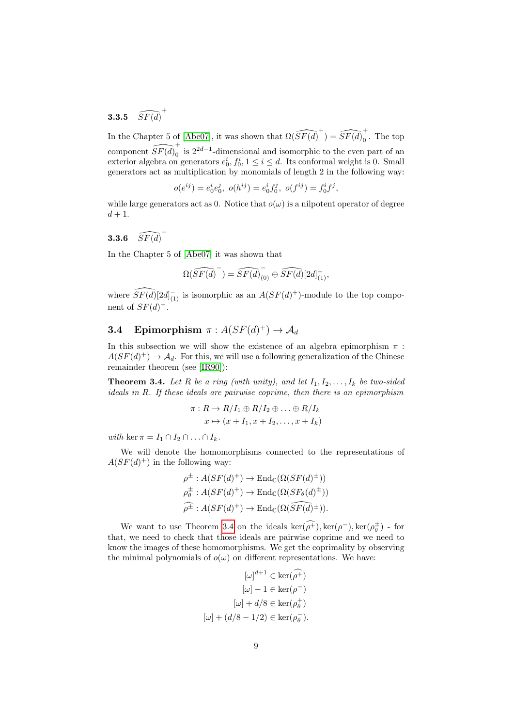### 3.3.5 $\widehat{SF(d)}^+$

In the Chapter 5 of [Abe07], it was shown that $\Omega(\widehat{SF(d)}^+) = \widehat{SF(d)}_0^+$. The top component $\widehat{SF(d)}_0^+$ is $2^{2d-1}$-dimensional and isomorphic to the even part of an exterior algebra on generators $e_0^i, f_0^i, 1 \leq i \leq d$. Its conformal weight is 0. Small generators act as multiplication by monomials of length 2 in the following way:

$$o(e^{ij}) = e_0^i e_0^j, \ o(h^{ij}) = e_0^i f_0^j, \ o(f^{ij}) = f_0^i f^j,$$

while large generators act as 0. Notice that $o(\omega)$ is a nilpotent operator of degree $d+1$.

### 3.3.6 $\widehat{SF(d)}^-$

In the Chapter 5 of [Abe07] it was shown that

$$\Omega(\widehat{SF(d)}^-) = \widehat{SF(d)}_{(0)}^- \oplus \widehat{SF(d)}[2d]_{(1)}^-,$$

where $\widehat{SF(d)}[2d]_{(1)}^-$ is isomorphic as an $A(SF(d)^+)$-module to the top component of $SF(d)^-$.

## 3.4 Epimorphism $\pi : A(SF(d)^+) \to \mathcal{A}_d$

In this subsection we will show the existence of an algebra epimorphism $\pi : A(SF(d)^+) \to \mathcal{A}_d$. For this, we will use a following generalization of the Chinese remainder theorem (see [IR90]):

**Theorem 3.4.** *Let $R$ be a ring (with unity), and let $I_1, I_2, \ldots, I_k$ be two-sided ideals in $R$. If these ideals are pairwise coprime, then there is an epimorphism*

$$\begin{aligned} \pi : R &\to R/I_1 \oplus R/I_2 \oplus \ldots \oplus R/I_k \\ x &\mapsto (x + I_1, x + I_2, \ldots, x + I_k) \end{aligned}$$

*with* $\ker \pi = I_1 \cap I_2 \cap \ldots \cap I_k$.

We will denote the homomorphisms connected to the representations of $A(SF(d)^+)$ in the following way:

$$\begin{aligned} \rho^\pm &: A(SF(d)^+) \to \mathrm{End}_{\mathbb{C}}(\Omega(SF(d)^\pm)) \\ \rho_\theta^\pm &: A(SF(d)^+) \to \mathrm{End}_{\mathbb{C}}(\Omega(SF_\theta(d)^\pm)) \\ \widehat{\rho^\pm} &: A(SF(d)^+) \to \mathrm{End}_{\mathbb{C}}(\Omega(\widehat{SF(d)}^\pm)). \end{aligned}$$

We want to use Theorem 3.4 on the ideals $\ker(\widehat{\rho^+}), \ker(\rho^-), \ker(\rho_\theta^\pm)$ - for that, we need to check that those ideals are pairwise coprime and we need to know the images of these homomorphisms. We get the coprimality by observing the minimal polynomials of $o(\omega)$ on different representations. We have:

$$\begin{aligned} [\omega]^{d+1} &\in \ker(\widehat{\rho^+}) \\ [\omega] - 1 &\in \ker(\rho^-) \\ [\omega] + d/8 &\in \ker(\rho_\theta^+) \\ [\omega] + (d/8 - 1/2) &\in \ker(\rho_\theta^-). \end{aligned}$$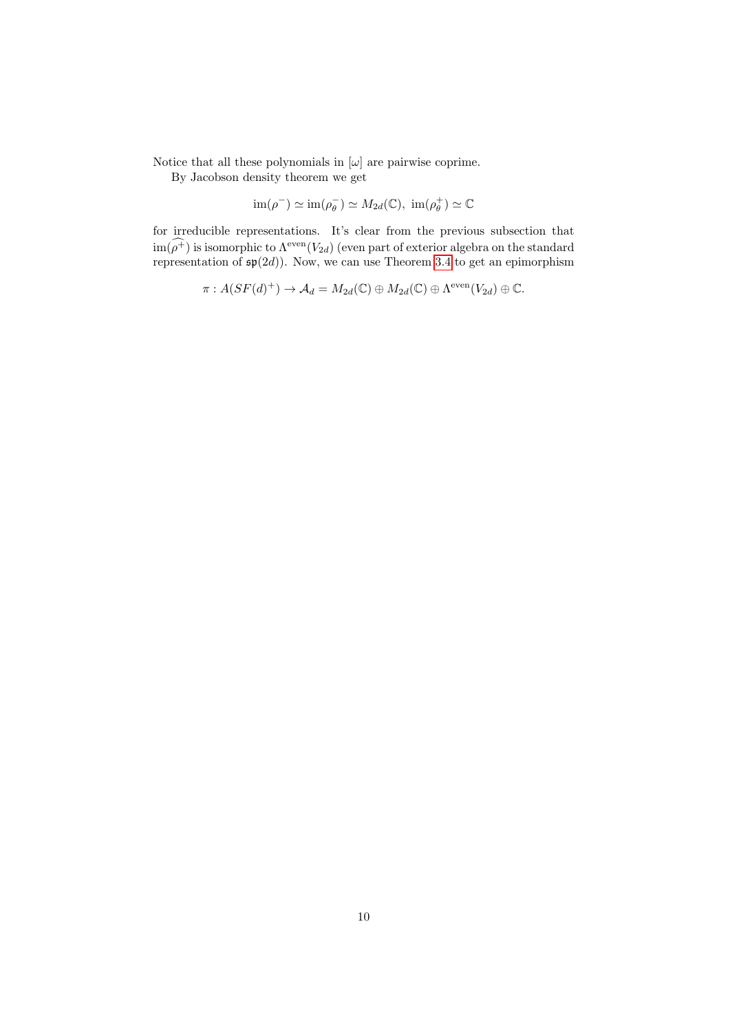Notice that all these polynomials in $[\omega]$ are pairwise coprime.

By Jacobson density theorem we get

$$\operatorname{im}(\rho^-) \simeq \operatorname{im}(\rho^-_\theta) \simeq M_{2d}(\mathbb{C}),\ \operatorname{im}(\rho^+_\theta) \simeq \mathbb{C}$$

for irreducible representations. It's clear from the previous subsection that $\operatorname{im}(\widehat{\rho^+})$ is isomorphic to $\Lambda^{\text{even}}(V_{2d})$ (even part of exterior algebra on the standard representation of $\mathfrak{sp}(2d)$). Now, we can use Theorem 3.4 to get an epimorphism

$$\pi : A(SF(d)^+) \to \mathcal{A}_d = M_{2d}(\mathbb{C}) \oplus M_{2d}(\mathbb{C}) \oplus \Lambda^{\text{even}}(V_{2d}) \oplus \mathbb{C}.$$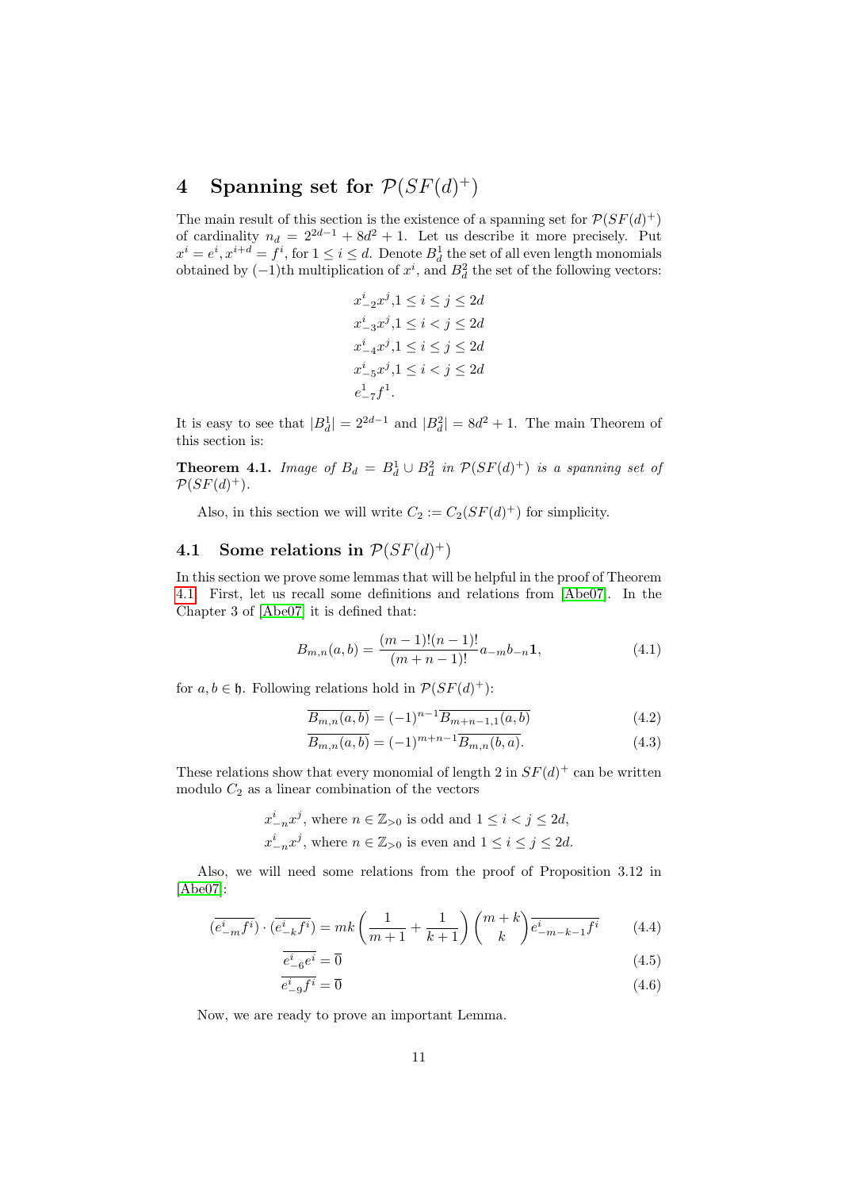# 4 Spanning set for $\mathcal{P}(SF(d)^+)$

The main result of this section is the existence of a spanning set for $\mathcal{P}(SF(d)^+)$ of cardinality $n_d = 2^{2d-1} + 8d^2 + 1$. Let us describe it more precisely. Put $x^i = e^i, x^{i+d} = f^i$, for $1 \le i \le d$. Denote $B_d^1$ the set of all even length monomials obtained by $(-1)$th multiplication of $x^i$, and $B_d^2$ the set of the following vectors:

$$
\begin{aligned}
&x^i_{-2}x^j, 1 \le i \le j \le 2d \\
&x^i_{-3}x^j, 1 \le i < j \le 2d \\
&x^i_{-4}x^j, 1 \le i \le j \le 2d \\
&x^i_{-5}x^j, 1 \le i < j \le 2d \\
&e^1_{-7}f^1.
\end{aligned}
$$

It is easy to see that $|B_d^1| = 2^{2d-1}$ and $|B_d^2| = 8d^2 + 1$. The main Theorem of this section is:

**Theorem 4.1.** *Image of $B_d = B_d^1 \cup B_d^2$ in $\mathcal{P}(SF(d)^+)$ is a spanning set of $\mathcal{P}(SF(d)^+)$.*

Also, in this section we will write $C_2 := C_2(SF(d)^+)$ for simplicity.

## 4.1 Some relations in $\mathcal{P}(SF(d)^+)$

In this section we prove some lemmas that will be helpful in the proof of Theorem 4.1. First, let us recall some definitions and relations from [Abe07]. In the Chapter 3 of [Abe07] it is defined that:

$$
B_{m,n}(a,b) = \frac{(m-1)!(n-1)!}{(m+n-1)!} a_{-m} b_{-n} \mathbf{1}, \tag{4.1}
$$

for $a, b \in \mathfrak{h}$. Following relations hold in $\mathcal{P}(SF(d)^+)$:

$$
\overline{B_{m,n}(a,b)} = (-1)^{n-1} \overline{B_{m+n-1,1}(a,b)} \tag{4.2}
$$

$$
\overline{B_{m,n}(a,b)} = (-1)^{m+n-1} \overline{B_{m,n}(b,a)}. \tag{4.3}
$$

These relations show that every monomial of length 2 in $SF(d)^+$ can be written modulo $C_2$ as a linear combination of the vectors

$$
\begin{aligned}
&x^i_{-n}x^j, \text{ where } n \in \mathbb{Z}_{>0} \text{ is odd and } 1 \le i < j \le 2d, \\
&x^i_{-n}x^j, \text{ where } n \in \mathbb{Z}_{>0} \text{ is even and } 1 \le i \le j \le 2d.
\end{aligned}
$$

Also, we will need some relations from the proof of Proposition 3.12 in [Abe07]:

$$
(\overline{e^i_{-m}f^i}) \cdot (\overline{e^i_{-k}f^i}) = mk \left( \frac{1}{m+1} + \frac{1}{k+1} \right) \binom{m+k}{k} \overline{e^i_{-m-k-1}f^i} \tag{4.4}
$$

$$
\overline{e^i_{-6}e^i} = \overline{0} \tag{4.5}
$$

$$
\overline{e^i_{-9}f^i} = \overline{0} \tag{4.6}
$$

Now, we are ready to prove an important Lemma.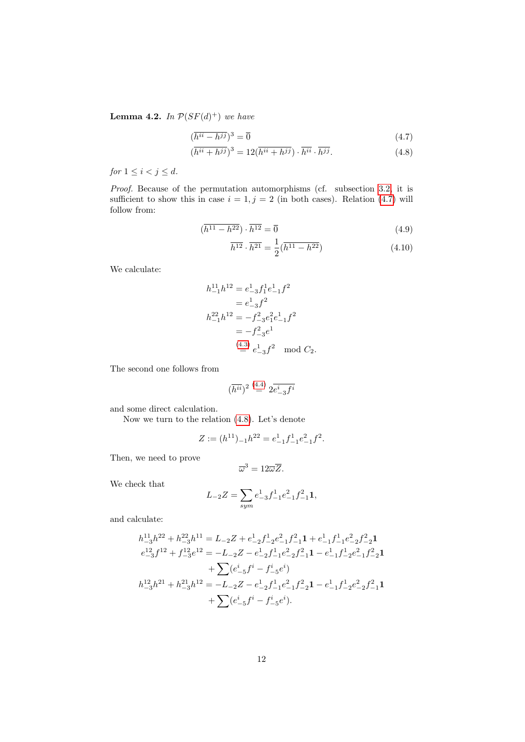**Lemma 4.2.** *In $\mathcal{P}(SF(d)^+)$ we have*

$$(\overline{h^{ii} - h^{jj}})^3 = \overline{0} \tag{4.7}$$

$$(\overline{h^{ii} + h^{jj}})^3 = 12(\overline{h^{ii} + h^{jj}}) \cdot \overline{h^{ii}} \cdot \overline{h^{jj}}. \tag{4.8}$$

*for $1 \leq i < j \leq d$.*

*Proof.* Because of the permutation automorphisms (cf. subsection 3.2, it is sufficient to show this in case $i = 1, j = 2$ (in both cases). Relation (4.7) will follow from:

$$(\overline{h^{11} - h^{22}}) \cdot \overline{h^{12}} = \overline{0} \tag{4.9}$$

$$\overline{h^{12}} \cdot \overline{h^{21}} = \frac{1}{2}(\overline{h^{11} - h^{22}}) \tag{4.10}$$

We calculate:

$$\begin{aligned}
h^{11}_{-1} h^{12} &= e^1_{-3} f^1_1 e^1_{-1} f^2 \\
&= e^1_{-3} f^2 \\
h^{22}_{-1} h^{12} &= -f^2_{-3} e^2_1 e^1_{-1} f^2 \\
&= -f^2_{-3} e^1 \\
&\overset{(4.3)}{=} e^1_{-3} f^2 \mod C_2.
\end{aligned}$$

The second one follows from

$$(\overline{h^{ii}})^2 \overset{(4.4)}{=} 2\overline{e^i_{-3} f^i}$$

and some direct calculation.

Now we turn to the relation (4.8). Let's denote

$$Z := (h^{11})_{-1} h^{22} = e^1_{-1} f^1_{-1} e^2_{-1} f^2.$$

Then, we need to prove

$$\overline{\omega}^3 = 12 \overline{\omega} \overline{Z}.$$

We check that

$$L_{-2} Z = \sum_{sym} e^1_{-3} f^1_{-1} e^2_{-1} f^2_{-1} \mathbf{1},$$

and calculate:

$$\begin{aligned}
h^{11}_{-3} h^{22} + h^{22}_{-3} h^{11} &= L_{-2} Z + e^1_{-2} f^1_{-2} e^2_{-1} f^2_{-1} \mathbf{1} + e^1_{-1} f^1_{-1} e^2_{-2} f^2_{-2} \mathbf{1} \\
e^{12}_{-3} f^{12} + f^{12}_{-3} e^{12} &= -L_{-2} Z - e^1_{-2} f^1_{-1} e^2_{-2} f^2_{-1} \mathbf{1} - e^1_{-1} f^1_{-2} e^2_{-1} f^2_{-2} \mathbf{1} \\
&\quad + \sum (e^i_{-5} f^i - f^i_{-5} e^i) \\
h^{12}_{-3} h^{21} + h^{21}_{-3} h^{12} &= -L_{-2} Z - e^1_{-2} f^1_{-1} e^2_{-1} f^2_{-2} \mathbf{1} - e^1_{-1} f^1_{-2} e^2_{-2} f^2_{-1} \mathbf{1} \\
&\quad + \sum (e^i_{-5} f^i - f^i_{-5} e^i).
\end{aligned}$$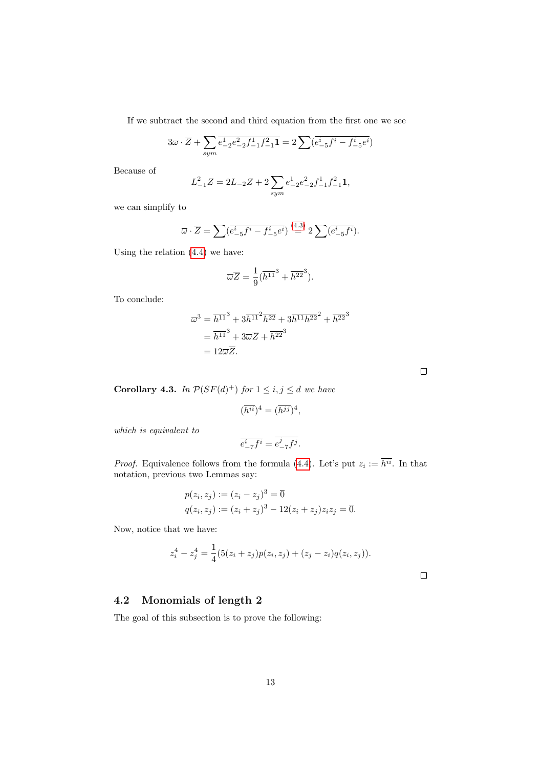If we subtract the second and third equation from the first one we see

$$3\varpi \cdot \overline{Z} + \sum_{sym} \overline{e^1_{-2}e^2_{-2}f^1_{-1}f^2_{-1}\mathbf{1}} = 2\sum(\overline{e^i_{-5}f^i - f^i_{-5}e^i})$$

Because of

$$L^2_{-1}Z = 2L_{-2}Z + 2\sum_{sym} e^1_{-2}e^2_{-2}f^1_{-1}f^2_{-1}\mathbf{1},$$

we can simplify to

$$\varpi \cdot \overline{Z} = \sum(\overline{e^i_{-5}f^i - f^i_{-5}e^i}) \overset{(4.3)}{=} 2\sum(\overline{e^i_{-5}f^i}).$$

Using the relation (4.4) we have:

$$\varpi\overline{Z} = \frac{1}{9}(\overline{h^{11}}^3 + \overline{h^{22}}^3).$$

To conclude:

$$\begin{aligned}
\varpi^3 &= \overline{h^{11}}^3 + 3\overline{h^{11}}^2\overline{h^{22}} + 3\overline{h^{11}}\,\overline{h^{22}}^2 + \overline{h^{22}}^3 \\
&= \overline{h^{11}}^3 + 3\varpi\overline{Z} + \overline{h^{22}}^3 \\
&= 12\varpi\overline{Z}.
\end{aligned}$$

□

**Corollary 4.3.** *In $\mathcal{P}(SF(d)^+)$ for $1 \le i, j \le d$ we have*

$$(\overline{h^{ii}})^4 = (\overline{h^{jj}})^4,$$

*which is equivalent to*

$$\overline{e^i_{-7}f^i} = \overline{e^j_{-7}f^j}.$$

*Proof.* Equivalence follows from the formula (4.4). Let's put $z_i := \overline{h^{ii}}$. In that notation, previous two Lemmas say:

$$\begin{aligned}
p(z_i, z_j) &:= (z_i - z_j)^3 = \overline{0} \\
q(z_i, z_j) &:= (z_i + z_j)^3 - 12(z_i + z_j)z_i z_j = \overline{0}.
\end{aligned}$$

Now, notice that we have:

$$z_i^4 - z_j^4 = \frac{1}{4}(5(z_i + z_j)p(z_i, z_j) + (z_j - z_i)q(z_i, z_j)).$$

□

## 4.2 Monomials of length 2

The goal of this subsection is to prove the following: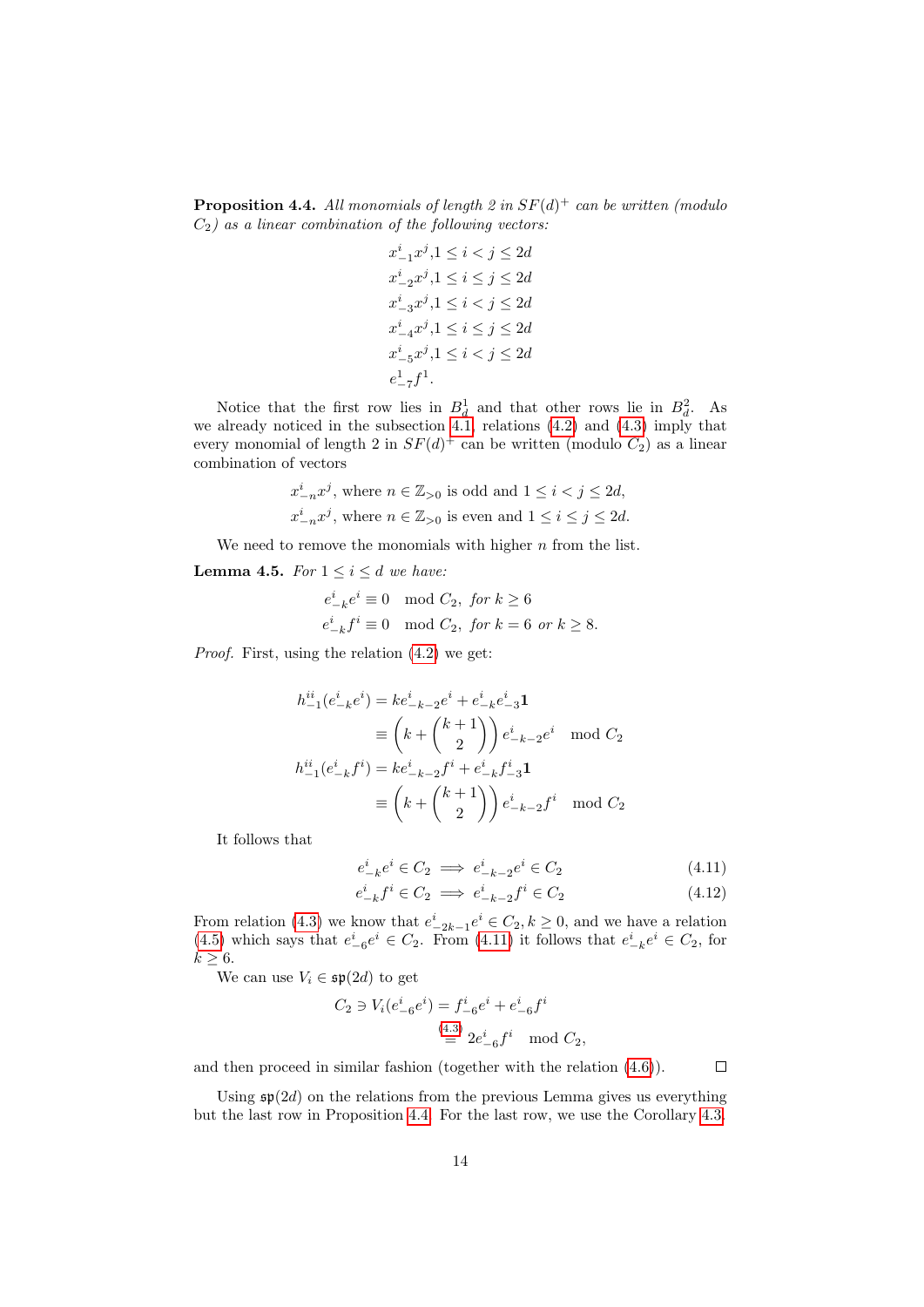**Proposition 4.4.** *All monomials of length 2 in $SF(d)^+$ can be written (modulo $C_2$) as a linear combination of the following vectors:*

$$
\begin{aligned}
&x^i_{-1}x^j, 1 \le i < j \le 2d\\
&x^i_{-2}x^j, 1 \le i \le j \le 2d\\
&x^i_{-3}x^j, 1 \le i < j \le 2d\\
&x^i_{-4}x^j, 1 \le i \le j \le 2d\\
&x^i_{-5}x^j, 1 \le i < j \le 2d\\
&e^1_{-7}f^1.
\end{aligned}
$$

Notice that the first row lies in $B^1_d$ and that other rows lie in $B^2_d$. As we already noticed in the subsection 4.1, relations (4.2) and (4.3) imply that every monomial of length 2 in $SF(d)^+$ can be written (modulo $C_2$) as a linear combination of vectors

$$
\begin{aligned}
&x^i_{-n}x^j, \text{ where } n \in \mathbb{Z}_{>0} \text{ is odd and } 1 \le i < j \le 2d,\\
&x^i_{-n}x^j, \text{ where } n \in \mathbb{Z}_{>0} \text{ is even and } 1 \le i \le j \le 2d.
\end{aligned}
$$

We need to remove the monomials with higher $n$ from the list.

**Lemma 4.5.** *For $1 \le i \le d$ we have:*

$$
\begin{aligned}
&e^i_{-k}e^i \equiv 0 \mod C_2, \ \text{for } k \ge 6\\
&e^i_{-k}f^i \equiv 0 \mod C_2, \ \text{for } k = 6 \text{ or } k \ge 8.
\end{aligned}
$$

*Proof.* First, using the relation (4.2) we get:

$$
\begin{aligned}
h^{ii}_{-1}(e^i_{-k}e^i) &= k e^i_{-k-2}e^i + e^i_{-k}e^i_{-3}\mathbf{1}\\
&\equiv \left(k + \binom{k+1}{2}\right) e^i_{-k-2}e^i \mod C_2\\
h^{ii}_{-1}(e^i_{-k}f^i) &= k e^i_{-k-2}f^i + e^i_{-k}f^i_{-3}\mathbf{1}\\
&\equiv \left(k + \binom{k+1}{2}\right) e^i_{-k-2}f^i \mod C_2
\end{aligned}
$$

It follows that

$$
e^i_{-k}e^i \in C_2 \implies e^i_{-k-2}e^i \in C_2 \tag{4.11}
$$

$$
e^i_{-k}f^i \in C_2 \implies e^i_{-k-2}f^i \in C_2 \tag{4.12}
$$

From relation (4.3) we know that $e^i_{-2k-1}e^i \in C_2, k \ge 0$, and we have a relation (4.5) which says that $e^i_{-6}e^i \in C_2$. From (4.11) it follows that $e^i_{-k}e^i \in C_2$, for $k \ge 6$.

We can use $V_i \in \mathfrak{sp}(2d)$ to get

$$
\begin{aligned}
C_2 \ni V_i(e^i_{-6}e^i) &= f^i_{-6}e^i + e^i_{-6}f^i\\
&\overset{(4.3)}{\equiv} 2e^i_{-6}f^i \mod C_2,
\end{aligned}
$$

and then proceed in similar fashion (together with the relation (4.6)). $\square$

Using $\mathfrak{sp}(2d)$ on the relations from the previous Lemma gives us everything but the last row in Proposition 4.4. For the last row, we use the Corollary 4.3.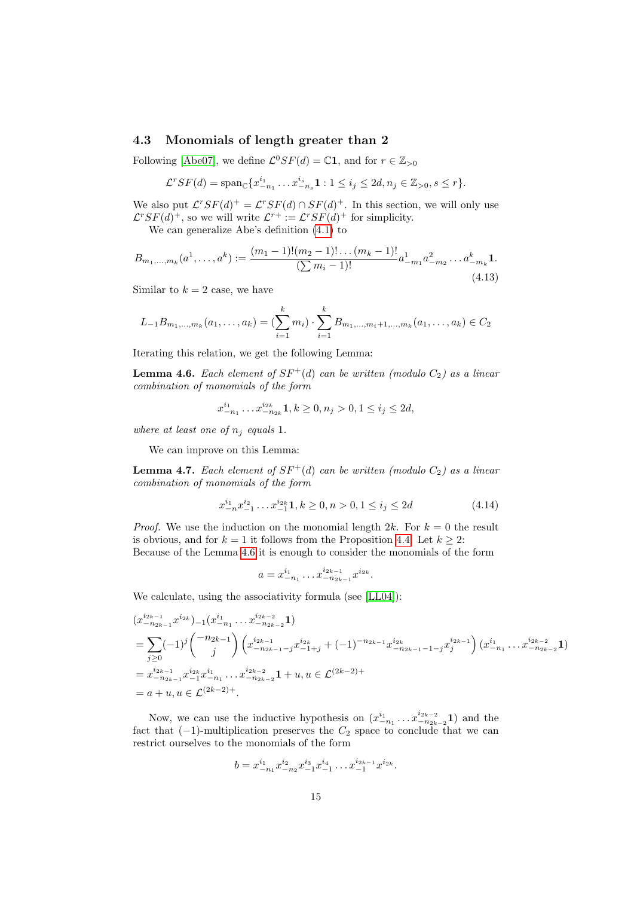### 4.3 Monomials of length greater than 2

Following [Abe07], we define $\mathcal{L}^0 SF(d) = \mathbb{C}\mathbf{1}$, and for $r \in \mathbb{Z}_{>0}$

$$\mathcal{L}^r SF(d) = \operatorname{span}_{\mathbb{C}}\{x^{i_1}_{-n_1} \dots x^{i_s}_{-n_s}\mathbf{1} : 1 \le i_j \le 2d, n_j \in \mathbb{Z}_{>0}, s \le r\}.$$

We also put $\mathcal{L}^r SF(d)^+ = \mathcal{L}^r SF(d) \cap SF(d)^+$. In this section, we will only use $\mathcal{L}^r SF(d)^+$, so we will write $\mathcal{L}^{r+} := \mathcal{L}^r SF(d)^+$ for simplicity.

We can generalize Abe's definition (4.1) to

$$B_{m_1,\dots,m_k}(a^1,\dots,a^k) := \frac{(m_1-1)!(m_2-1)!\dots(m_k-1)!}{(\sum m_i - 1)!} a^1_{-m_1} a^2_{-m_2} \dots a^k_{-m_k}\mathbf{1}. \tag{4.13}$$

Similar to $k=2$ case, we have

$$L_{-1} B_{m_1,\dots,m_k}(a_1,\dots,a_k) = (\sum_{i=1}^k m_i) \cdot \sum_{i=1}^k B_{m_1,\dots,m_i+1,\dots,m_k}(a_1,\dots,a_k) \in C_2$$

Iterating this relation, we get the following Lemma:

**Lemma 4.6.** *Each element of $SF^+(d)$ can be written (modulo $C_2$) as a linear combination of monomials of the form*

$$x^{i_1}_{-n_1} \dots x^{i_{2k}}_{-n_{2k}}\mathbf{1}, k \ge 0, n_j > 0, 1 \le i_j \le 2d,$$

*where at least one of $n_j$ equals 1.*

We can improve on this Lemma:

**Lemma 4.7.** *Each element of $SF^+(d)$ can be written (modulo $C_2$) as a linear combination of monomials of the form*

$$x^{i_1}_{-n} x^{i_2}_{-1} \dots x^{i_{2k}}_{-1}\mathbf{1}, k \ge 0, n > 0, 1 \le i_j \le 2d \tag{4.14}$$

*Proof.* We use the induction on the monomial length $2k$. For $k=0$ the result is obvious, and for $k=1$ it follows from the Proposition 4.4. Let $k \ge 2$: Because of the Lemma 4.6 it is enough to consider the monomials of the form

$$a = x^{i_1}_{-n_1} \dots x^{i_{2k-1}}_{-n_{2k-1}} x^{i_{2k}}.$$

We calculate, using the associativity formula (see [LL04]):

$$\begin{aligned}
&(x^{i_{2k-1}}_{-n_{2k-1}} x^{i_{2k}})_{-1}(x^{i_1}_{-n_1} \dots x^{i_{2k-2}}_{-n_{2k-2}}\mathbf{1}) \\
&= \sum_{j \ge 0} (-1)^j \binom{-n_{2k-1}}{j} \left( x^{i_{2k-1}}_{-n_{2k-1}-j} x^{i_{2k}}_{-1+j} + (-1)^{-n_{2k-1}} x^{i_{2k}}_{-n_{2k-1}-1-j} x^{i_{2k-1}}_{j} \right) (x^{i_1}_{-n_1} \dots x^{i_{2k-2}}_{-n_{2k-2}}\mathbf{1}) \\
&= x^{i_{2k-1}}_{-n_{2k-1}} x^{i_{2k}}_{-1} x^{i_1}_{-n_1} \dots x^{i_{2k-2}}_{-n_{2k-2}}\mathbf{1} + u, u \in \mathcal{L}^{(2k-2)+} \\
&= a + u, u \in \mathcal{L}^{(2k-2)+}.
\end{aligned}$$

Now, we can use the inductive hypothesis on $(x^{i_1}_{-n_1} \dots x^{i_{2k-2}}_{-n_{2k-2}}\mathbf{1})$ and the fact that $(-1)$-multiplication preserves the $C_2$ space to conclude that we can restrict ourselves to the monomials of the form

$$b = x^{i_1}_{-n_1} x^{i_2}_{-n_2} x^{i_3}_{-1} x^{i_4}_{-1} \dots x^{i_{2k-1}}_{-1} x^{i_{2k}}.$$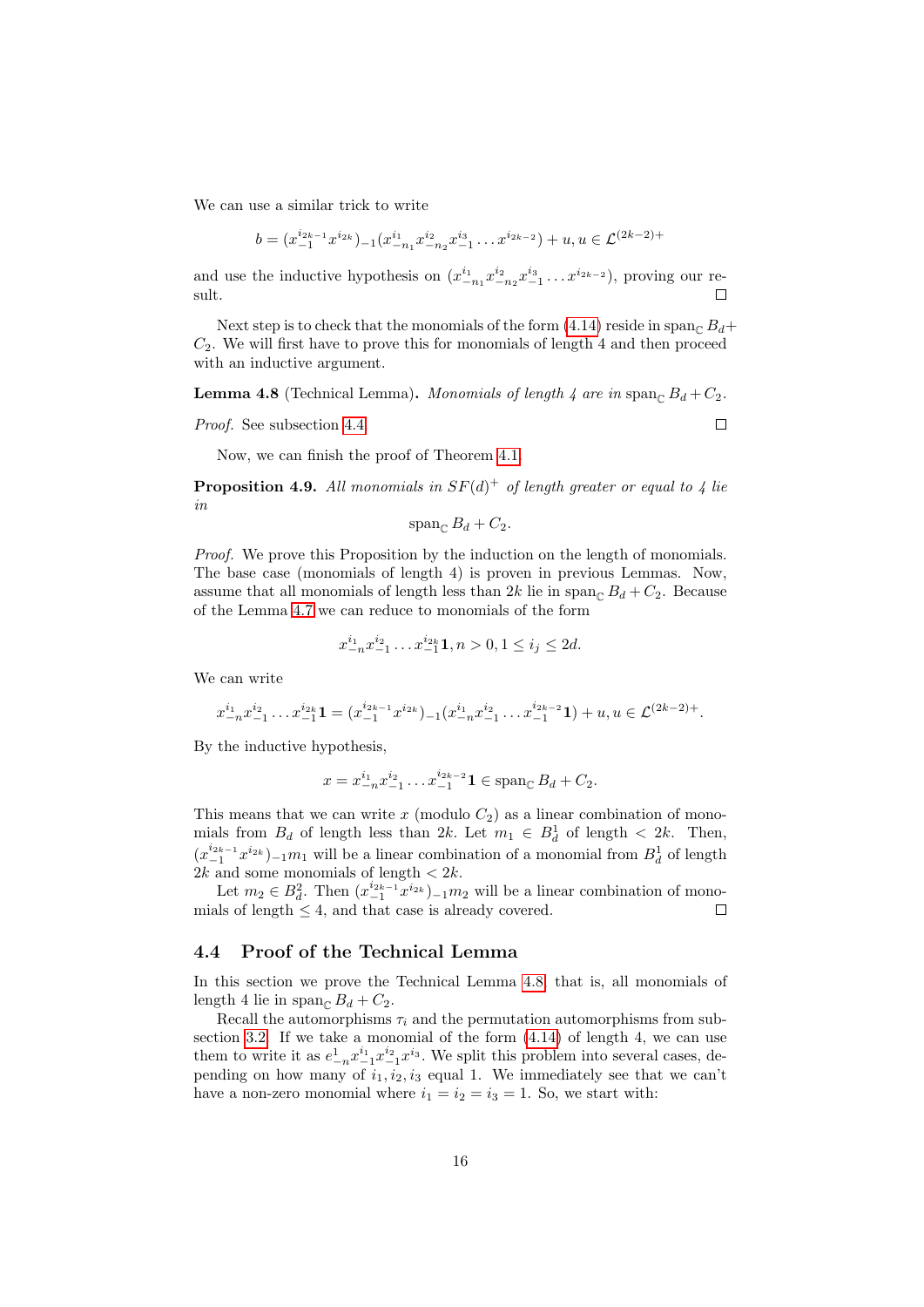We can use a similar trick to write

$$b = (x_{-1}^{i_{2k-1}} x^{i_{2k}})_{-1} (x_{-n_1}^{i_1} x_{-n_2}^{i_2} x_{-1}^{i_3} \dots x^{i_{2k-2}}) + u, u \in \mathcal{L}^{(2k-2)+}$$

and use the inductive hypothesis on $(x_{-n_1}^{i_1} x_{-n_2}^{i_2} x_{-1}^{i_3} \dots x^{i_{2k-2}})$, proving our result. ☐

Next step is to check that the monomials of the form (4.14) reside in $\operatorname{span}_{\mathbb{C}} B_d + C_2$. We will first have to prove this for monomials of length 4 and then proceed with an inductive argument.

**Lemma 4.8** (Technical Lemma)**.** *Monomials of length 4 are in* $\operatorname{span}_{\mathbb{C}} B_d + C_2$.

*Proof.* See subsection 4.4 ☐

Now, we can finish the proof of Theorem 4.1.

**Proposition 4.9.** *All monomials in* $SF(d)^+$ *of length greater or equal to 4 lie in*

$$\operatorname{span}_{\mathbb{C}} B_d + C_2.$$

*Proof.* We prove this Proposition by the induction on the length of monomials. The base case (monomials of length 4) is proven in previous Lemmas. Now, assume that all monomials of length less than $2k$ lie in $\operatorname{span}_{\mathbb{C}} B_d + C_2$. Because of the Lemma 4.7 we can reduce to monomials of the form

$$x_{-n}^{i_1} x_{-1}^{i_2} \dots x_{-1}^{i_{2k}} \mathbf{1}, n > 0, 1 \le i_j \le 2d.$$

We can write

$$x_{-n}^{i_1} x_{-1}^{i_2} \dots x_{-1}^{i_{2k}} \mathbf{1} = (x_{-1}^{i_{2k-1}} x^{i_{2k}})_{-1} (x_{-n}^{i_1} x_{-1}^{i_2} \dots x_{-1}^{i_{2k-2}} \mathbf{1}) + u, u \in \mathcal{L}^{(2k-2)+}.$$

By the inductive hypothesis,

$$x = x_{-n}^{i_1} x_{-1}^{i_2} \dots x_{-1}^{i_{2k-2}} \mathbf{1} \in \operatorname{span}_{\mathbb{C}} B_d + C_2.$$

This means that we can write $x$ (modulo $C_2$) as a linear combination of monomials from $B_d$ of length less than $2k$. Let $m_1 \in B_d^1$ of length $< 2k$. Then, $(x_{-1}^{i_{2k-1}} x^{i_{2k}})_{-1} m_1$ will be a linear combination of a monomial from $B_d^1$ of length $2k$ and some monomials of length $< 2k$.

Let $m_2 \in B_d^2$. Then $(x_{-1}^{i_{2k-1}} x^{i_{2k}})_{-1} m_2$ will be a linear combination of monomials of length $\le 4$, and that case is already covered. ☐

## 4.4 Proof of the Technical Lemma

In this section we prove the Technical Lemma 4.8, that is, all monomials of length 4 lie in $\operatorname{span}_{\mathbb{C}} B_d + C_2$.

Recall the automorphisms $\tau_i$ and the permutation automorphisms from subsection 3.2. If we take a monomial of the form (4.14) of length 4, we can use them to write it as $e_{-n}^1 x_{-1}^{i_1} x_{-1}^{i_2} x^{i_3}$. We split this problem into several cases, depending on how many of $i_1, i_2, i_3$ equal 1. We immediately see that we can't have a non-zero monomial where $i_1 = i_2 = i_3 = 1$. So, we start with: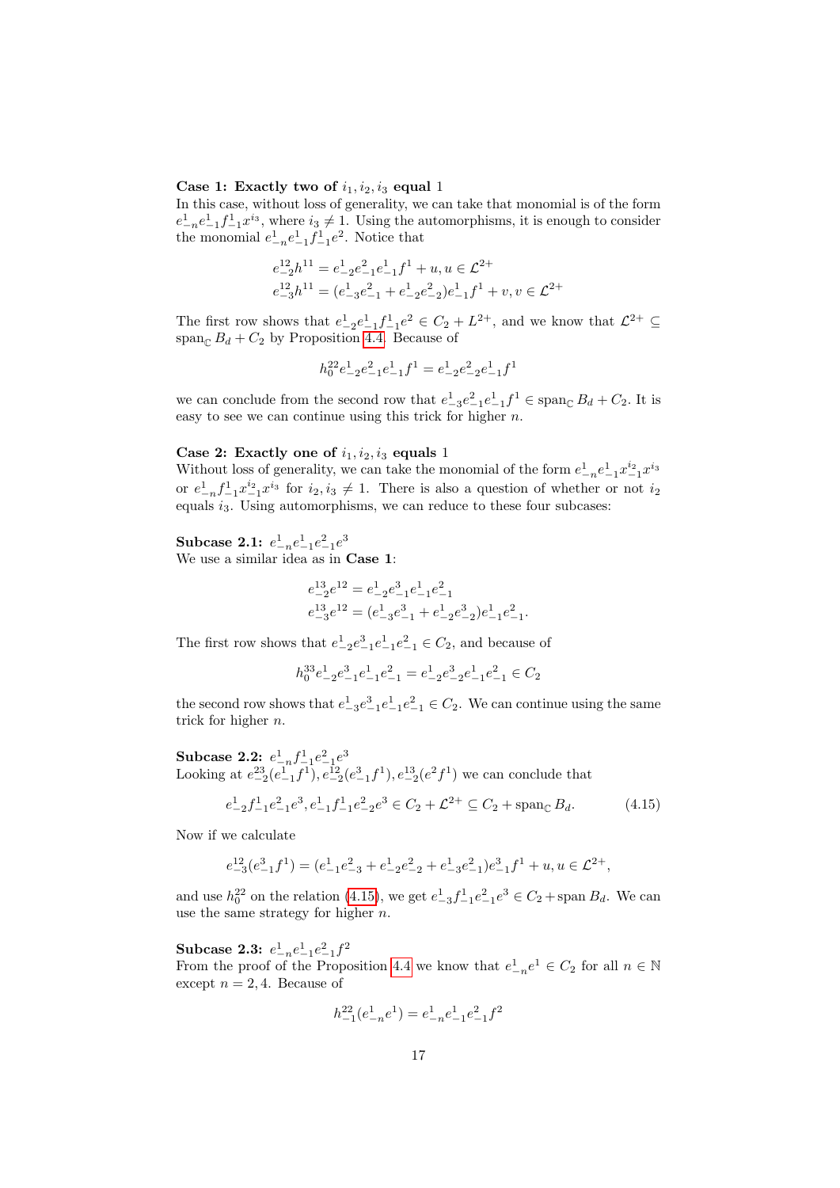**Case 1: Exactly two of $i_1, i_2, i_3$ equal 1**

In this case, without loss of generality, we can take that monomial is of the form $e^1_{-n}e^1_{-1}f^1_{-1}x^{i_3}$, where $i_3 \neq 1$. Using the automorphisms, it is enough to consider the monomial $e^1_{-n}e^1_{-1}f^1_{-1}e^2$. Notice that

$$e^{12}_{-2}h^{11} = e^1_{-2}e^2_{-1}e^1_{-1}f^1 + u, u \in \mathcal{L}^{2+}$$
$$e^{12}_{-3}h^{11} = (e^1_{-3}e^2_{-1} + e^1_{-2}e^2_{-2})e^1_{-1}f^1 + v, v \in \mathcal{L}^{2+}$$

The first row shows that $e^1_{-2}e^1_{-1}f^1_{-1}e^2 \in C_2 + L^{2+}$, and we know that $\mathcal{L}^{2+} \subseteq \operatorname{span}_{\mathbb{C}} B_d + C_2$ by Proposition 4.4. Because of

$$h^{22}_0 e^1_{-2}e^2_{-1}e^1_{-1}f^1 = e^1_{-2}e^2_{-2}e^1_{-1}f^1$$

we can conclude from the second row that $e^1_{-3}e^2_{-1}e^1_{-1}f^1 \in \operatorname{span}_{\mathbb{C}} B_d + C_2$. It is easy to see we can continue using this trick for higher $n$.

**Case 2: Exactly one of $i_1, i_2, i_3$ equals 1**

Without loss of generality, we can take the monomial of the form $e^1_{-n}e^1_{-1}x^{i_2}_{-1}x^{i_3}$ or $e^1_{-n}f^1_{-1}x^{i_2}_{-1}x^{i_3}$ for $i_2, i_3 \neq 1$. There is also a question of whether or not $i_2$ equals $i_3$. Using automorphisms, we can reduce to these four subcases:

**Subcase 2.1: $e^1_{-n}e^1_{-1}e^2_{-1}e^3$**

We use a similar idea as in **Case 1**:

$$e^{13}_{-2}e^{12} = e^1_{-2}e^3_{-1}e^1_{-1}e^2_{-1}$$
$$e^{13}_{-3}e^{12} = (e^1_{-3}e^3_{-1} + e^1_{-2}e^3_{-2})e^1_{-1}e^2_{-1}.$$

The first row shows that $e^1_{-2}e^3_{-1}e^1_{-1}e^2_{-1} \in C_2$, and because of

$$h^{33}_0 e^1_{-2}e^3_{-1}e^1_{-1}e^2_{-1} = e^1_{-2}e^3_{-2}e^1_{-1}e^2_{-1} \in C_2$$

the second row shows that $e^1_{-3}e^3_{-1}e^1_{-1}e^2_{-1} \in C_2$. We can continue using the same trick for higher $n$.

**Subcase 2.2: $e^1_{-n}f^1_{-1}e^2_{-1}e^3$**

Looking at $e^{23}_{-2}(e^1_{-1}f^1), e^{12}_{-2}(e^3_{-1}f^1), e^{13}_{-2}(e^2f^1)$ we can conclude that

$$e^1_{-2}f^1_{-1}e^2_{-1}e^3, e^1_{-1}f^1_{-1}e^2_{-2}e^3 \in C_2 + \mathcal{L}^{2+} \subseteq C_2 + \operatorname{span}_{\mathbb{C}} B_d. \tag{4.15}$$

Now if we calculate

$$e^{12}_{-3}(e^3_{-1}f^1) = (e^1_{-1}e^2_{-3} + e^1_{-2}e^2_{-2} + e^1_{-3}e^2_{-1})e^3_{-1}f^1 + u, u \in \mathcal{L}^{2+},$$

and use $h^{22}_0$ on the relation (4.15), we get $e^1_{-3}f^1_{-1}e^2_{-1}e^3 \in C_2 + \operatorname{span} B_d$. We can use the same strategy for higher $n$.

**Subcase 2.3: $e^1_{-n}e^1_{-1}e^2_{-1}f^2$**

From the proof of the Proposition 4.4 we know that $e^1_{-n}e^1 \in C_2$ for all $n \in \mathbb{N}$ except $n = 2, 4$. Because of

$$h^{22}_{-1}(e^1_{-n}e^1) = e^1_{-n}e^1_{-1}e^2_{-1}f^2$$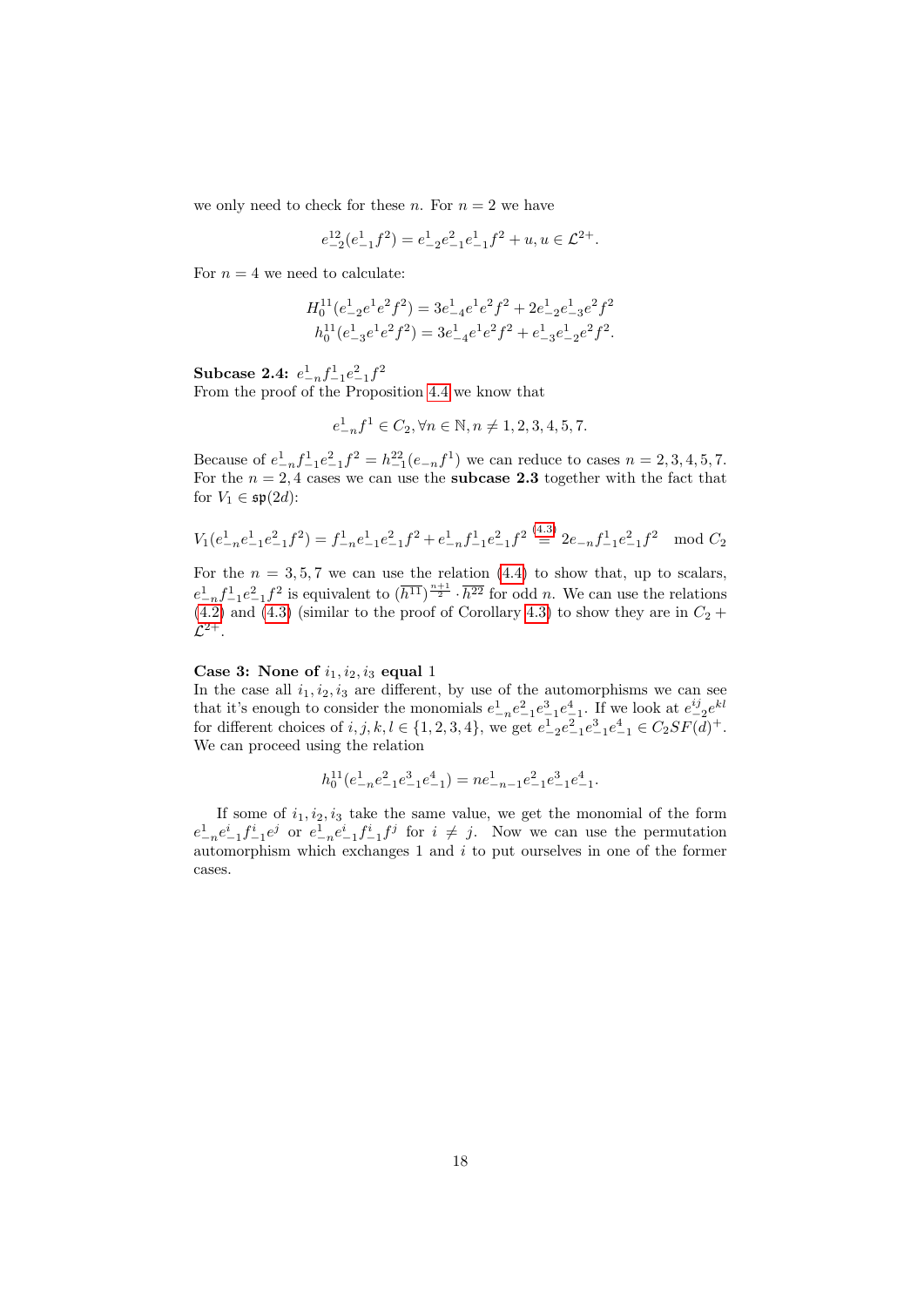we only need to check for these $n$. For $n = 2$ we have

$$e^{12}_{-2}(e^1_{-1}f^2) = e^1_{-2}e^2_{-1}e^1_{-1}f^2 + u, u \in \mathcal{L}^{2+}.$$

For $n = 4$ we need to calculate:

$$H^{11}_0(e^1_{-2}e^1e^2f^2) = 3e^1_{-4}e^1e^2f^2 + 2e^1_{-2}e^1_{-3}e^2f^2$$
$$h^{11}_0(e^1_{-3}e^1e^2f^2) = 3e^1_{-4}e^1e^2f^2 + e^1_{-3}e^1_{-2}e^2f^2.$$

**Subcase 2.4:** $e^1_{-n}f^1_{-1}e^2_{-1}f^2$
From the proof of the Proposition 4.4 we know that

$$e^1_{-n}f^1 \in C_2, \forall n \in \mathbb{N}, n \neq 1, 2, 3, 4, 5, 7.$$

Because of $e^1_{-n}f^1_{-1}e^2_{-1}f^2 = h^{22}_{-1}(e_{-n}f^1)$ we can reduce to cases $n = 2, 3, 4, 5, 7$. For the $n = 2, 4$ cases we can use the **subcase 2.3** together with the fact that for $V_1 \in \mathfrak{sp}(2d)$:

$$V_1(e^1_{-n}e^1_{-1}e^2_{-1}f^2) = f^1_{-n}e^1_{-1}e^2_{-1}f^2 + e^1_{-n}f^1_{-1}e^2_{-1}f^2 \overset{(4.3)}{=} 2e_{-n}f^1_{-1}e^2_{-1}f^2 \mod C_2$$

For the $n = 3, 5, 7$ we can use the relation (4.4) to show that, up to scalars, $e^1_{-n}f^1_{-1}e^2_{-1}f^2$ is equivalent to $(\overline{h^{11}})^{\frac{n+1}{2}} \cdot \overline{h^{22}}$ for odd $n$. We can use the relations (4.2) and (4.3) (similar to the proof of Corollary 4.3) to show they are in $C_2 + \mathcal{L}^{2+}$.

**Case 3: None of $i_1, i_2, i_3$ equal 1**
In the case all $i_1, i_2, i_3$ are different, by use of the automorphisms we can see that it's enough to consider the monomials $e^1_{-n}e^2_{-1}e^3_{-1}e^4_{-1}$. If we look at $e^{ij}_{-2}e^{kl}$ for different choices of $i, j, k, l \in \{1, 2, 3, 4\}$, we get $e^1_{-2}e^2_{-1}e^3_{-1}e^4_{-1} \in C_2SF(d)^+$. We can proceed using the relation

$$h^{11}_0(e^1_{-n}e^2_{-1}e^3_{-1}e^4_{-1}) = ne^1_{-n-1}e^2_{-1}e^3_{-1}e^4_{-1}.$$

If some of $i_1, i_2, i_3$ take the same value, we get the monomial of the form $e^1_{-n}e^i_{-1}f^i_{-1}e^j$ or $e^1_{-n}e^i_{-1}f^i_{-1}f^j$ for $i \neq j$. Now we can use the permutation automorphism which exchanges 1 and $i$ to put ourselves in one of the former cases.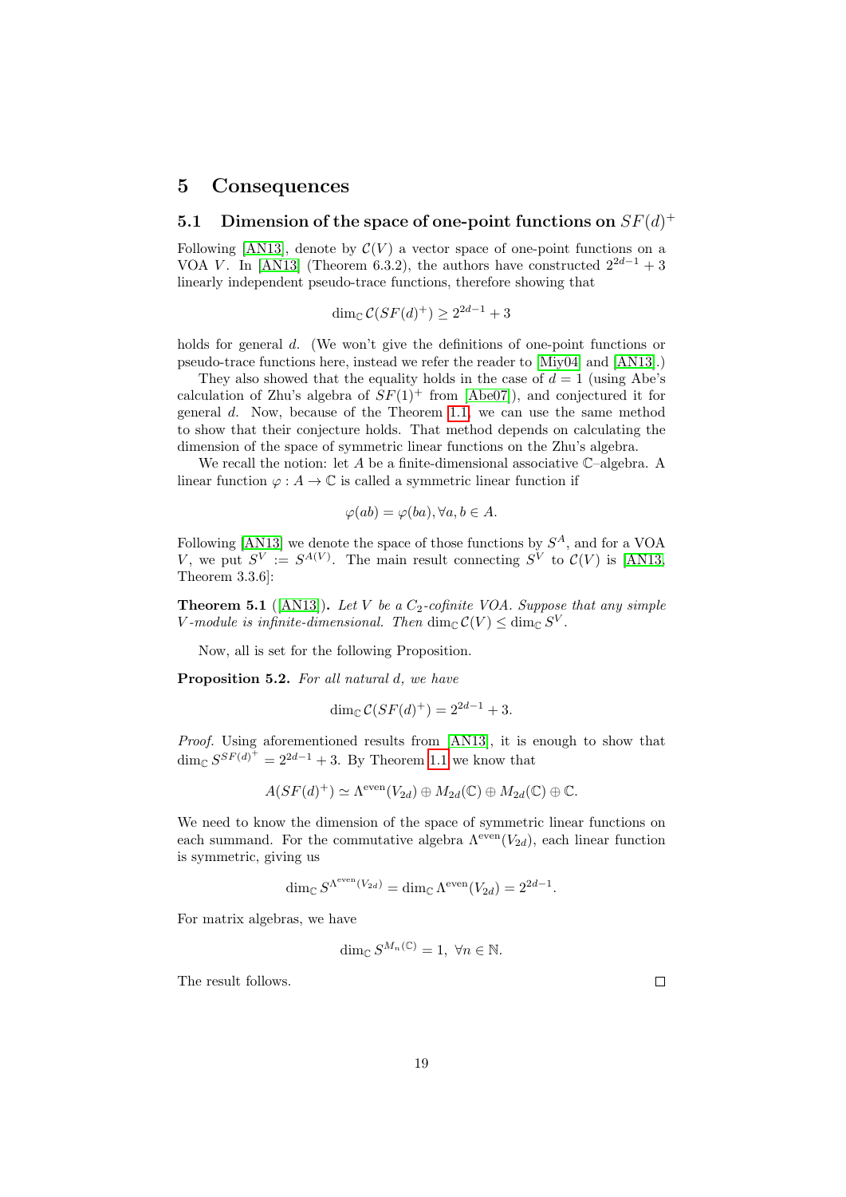# 5 Consequences

## 5.1 Dimension of the space of one-point functions on $SF(d)^+$

Following [AN13], denote by $\mathcal{C}(V)$ a vector space of one-point functions on a VOA $V$. In [AN13] (Theorem 6.3.2), the authors have constructed $2^{2d-1}+3$ linearly independent pseudo-trace functions, therefore showing that

$$\dim_{\mathbb{C}} \mathcal{C}(SF(d)^+) \geq 2^{2d-1}+3$$

holds for general $d$. (We won't give the definitions of one-point functions or pseudo-trace functions here, instead we refer the reader to [Miy04] and [AN13].)

They also showed that the equality holds in the case of $d=1$ (using Abe's calculation of Zhu's algebra of $SF(1)^+$ from [Abe07]), and conjectured it for general $d$. Now, because of the Theorem 1.1, we can use the same method to show that their conjecture holds. That method depends on calculating the dimension of the space of symmetric linear functions on the Zhu's algebra.

We recall the notion: let $A$ be a finite-dimensional associative $\mathbb{C}$–algebra. A linear function $\varphi : A \to \mathbb{C}$ is called a symmetric linear function if

$$\varphi(ab) = \varphi(ba), \forall a, b \in A.$$

Following [AN13] we denote the space of those functions by $S^A$, and for a VOA $V$, we put $S^V := S^{A(V)}$. The main result connecting $S^V$ to $\mathcal{C}(V)$ is [AN13, Theorem 3.3.6]:

**Theorem 5.1** ([AN13]). *Let $V$ be a $C_2$-cofinite VOA. Suppose that any simple $V$-module is infinite-dimensional. Then $\dim_{\mathbb{C}} \mathcal{C}(V) \leq \dim_{\mathbb{C}} S^V$.*

Now, all is set for the following Proposition.

**Proposition 5.2.** *For all natural $d$, we have*

$$\dim_{\mathbb{C}} \mathcal{C}(SF(d)^+) = 2^{2d-1}+3.$$

*Proof.* Using aforementioned results from [AN13], it is enough to show that $\dim_{\mathbb{C}} S^{SF(d)^+} = 2^{2d-1}+3$. By Theorem 1.1 we know that

$$A(SF(d)^+) \simeq \Lambda^{\text{even}}(V_{2d}) \oplus M_{2d}(\mathbb{C}) \oplus M_{2d}(\mathbb{C}) \oplus \mathbb{C}.$$

We need to know the dimension of the space of symmetric linear functions on each summand. For the commutative algebra $\Lambda^{\text{even}}(V_{2d})$, each linear function is symmetric, giving us

$$\dim_{\mathbb{C}} S^{\Lambda^{\text{even}}(V_{2d})} = \dim_{\mathbb{C}} \Lambda^{\text{even}}(V_{2d}) = 2^{2d-1}.$$

For matrix algebras, we have

$$\dim_{\mathbb{C}} S^{M_n(\mathbb{C})} = 1, \ \forall n \in \mathbb{N}.$$

The result follows. $\square$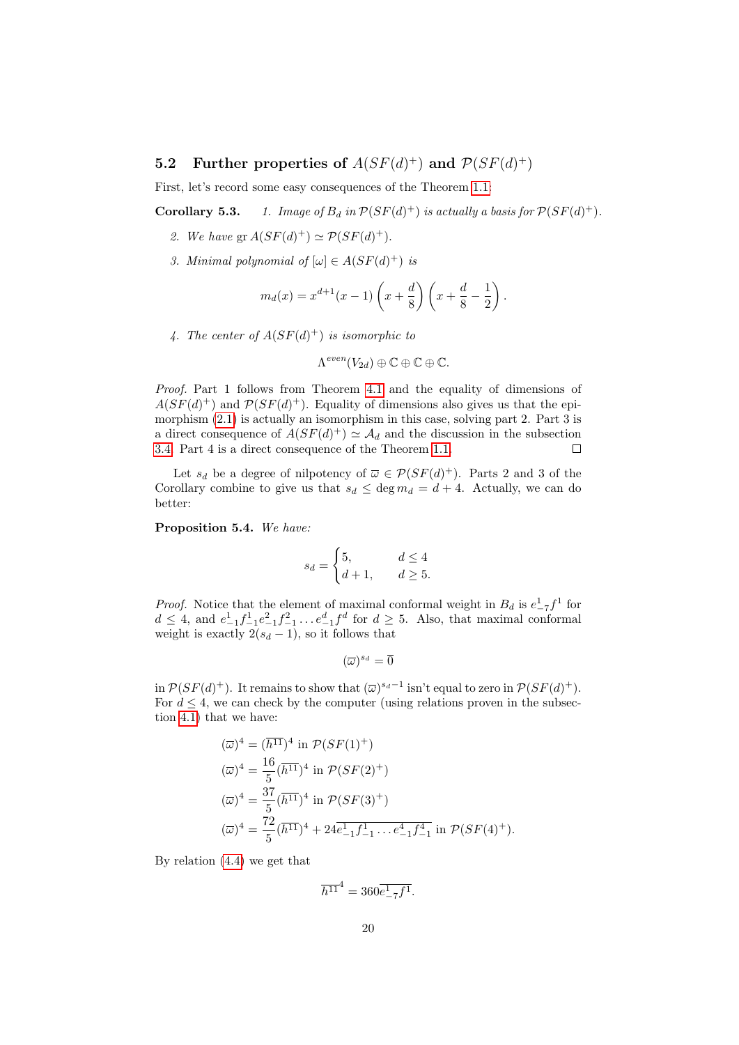### 5.2 Further properties of $A(SF(d)^+)$ and $\mathcal{P}(SF(d)^+)$

First, let's record some easy consequences of the Theorem 1.1:

**Corollary 5.3.** *1. Image of $B_d$ in $\mathcal{P}(SF(d)^+)$ is actually a basis for $\mathcal{P}(SF(d)^+)$.*

*2. We have $\operatorname{gr} A(SF(d)^+) \simeq \mathcal{P}(SF(d)^+)$.*

*3. Minimal polynomial of $[\omega] \in A(SF(d)^+)$ is*

$$m_d(x) = x^{d+1}(x-1)\left(x + \frac{d}{8}\right)\left(x + \frac{d}{8} - \frac{1}{2}\right).$$

*4. The center of $A(SF(d)^+)$ is isomorphic to*

$$\Lambda^{even}(V_{2d}) \oplus \mathbb{C} \oplus \mathbb{C} \oplus \mathbb{C}.$$

*Proof.* Part 1 follows from Theorem 4.1 and the equality of dimensions of $A(SF(d)^+)$ and $\mathcal{P}(SF(d)^+)$. Equality of dimensions also gives us that the epimorphism (2.1) is actually an isomorphism in this case, solving part 2. Part 3 is a direct consequence of $A(SF(d)^+) \simeq \mathcal{A}_d$ and the discussion in the subsection 3.4. Part 4 is a direct consequence of the Theorem 1.1. $\square$

Let $s_d$ be a degree of nilpotency of $\overline{\omega} \in \mathcal{P}(SF(d)^+)$. Parts 2 and 3 of the Corollary combine to give us that $s_d \leq \deg m_d = d + 4$. Actually, we can do better:

**Proposition 5.4.** *We have:*

$$s_d = \begin{cases} 5, & d \leq 4 \\ d+1, & d \geq 5. \end{cases}$$

*Proof.* Notice that the element of maximal conformal weight in $B_d$ is $e^1_{-7}f^1$ for $d \leq 4$, and $e^1_{-1}f^1_{-1}e^2_{-1}f^2_{-1}\dots e^d_{-1}f^d$ for $d \geq 5$. Also, that maximal conformal weight is exactly $2(s_d - 1)$, so it follows that

$$(\overline{\omega})^{s_d} = \overline{0}$$

in $\mathcal{P}(SF(d)^+)$. It remains to show that $(\overline{\omega})^{s_d-1}$ isn't equal to zero in $\mathcal{P}(SF(d)^+)$. For $d \leq 4$, we can check by the computer (using relations proven in the subsection 4.1) that we have:

$$(\overline{\omega})^4 = (\overline{h^{11}})^4 \text{ in } \mathcal{P}(SF(1)^+)$$
$$(\overline{\omega})^4 = \frac{16}{5}(\overline{h^{11}})^4 \text{ in } \mathcal{P}(SF(2)^+)$$
$$(\overline{\omega})^4 = \frac{37}{5}(\overline{h^{11}})^4 \text{ in } \mathcal{P}(SF(3)^+)$$
$$(\overline{\omega})^4 = \frac{72}{5}(\overline{h^{11}})^4 + 24\overline{e^1_{-1}f^1_{-1}\dots e^4_{-1}f^4_{-1}} \text{ in } \mathcal{P}(SF(4)^+).$$

By relation (4.4) we get that

$$\overline{h^{11}}^4 = 360\overline{e^1_{-7}f^1}.$$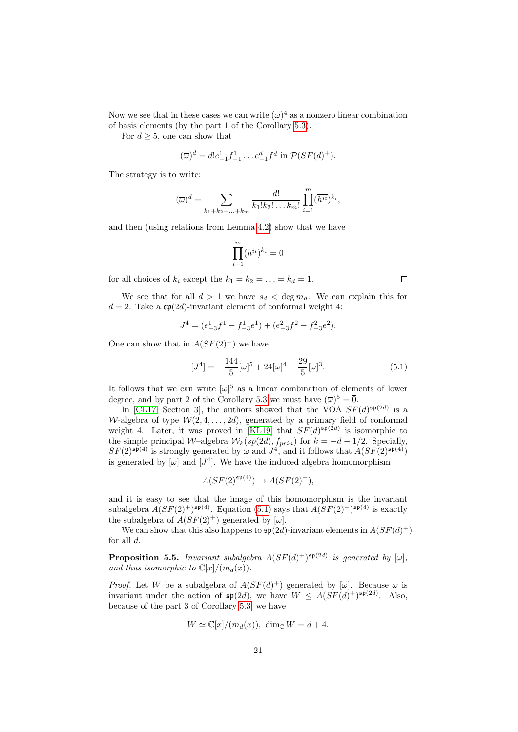Now we see that in these cases we can write $(\overline{\omega})^4$ as a nonzero linear combination of basis elements (by the part 1 of the Corollary 5.3).

For $d \geq 5$, one can show that

$$(\overline{\omega})^d = d!\overline{e^1_{-1}f^1_{-1}\dots e^d_{-1}f^d} \text{ in } \mathcal{P}(SF(d)^+).$$

The strategy is to write:

$$(\overline{\omega})^d = \sum_{k_1+k_2+\ldots+k_m} \frac{d!}{k_1!k_2!\ldots k_m!}\prod_{i=1}^{m}(\overline{h^{ii}})^{k_i},$$

and then (using relations from Lemma 4.2) show that we have

$$\prod_{i=1}^{m}(\overline{h^{ii}})^{k_i} = \overline{0}$$

for all choices of $k_i$ except the $k_1 = k_2 = \ldots = k_d = 1$. $\square$

We see that for all $d > 1$ we have $s_d < \deg m_d$. We can explain this for $d = 2$. Take a $\mathfrak{sp}(2d)$-invariant element of conformal weight 4:

$$J^4 = (e^1_{-3}f^1 - f^1_{-3}e^1) + (e^2_{-3}f^2 - f^2_{-3}e^2).$$

One can show that in $A(SF(2)^+)$ we have

$$[J^4] = -\frac{144}{5}[\omega]^5 + 24[\omega]^4 + \frac{29}{5}[\omega]^3. \tag{5.1}$$

It follows that we can write $[\omega]^5$ as a linear combination of elements of lower degree, and by part 2 of the Corollary 5.3 we must have $(\overline{\omega})^5 = \overline{0}$.

In [CL17, Section 3], the authors showed that the VOA $SF(d)^{\mathfrak{sp}(2d)}$ is a $\mathcal{W}$-algebra of type $\mathcal{W}(2, 4, \ldots, 2d)$, generated by a primary field of conformal weight 4. Later, it was proved in [KL19] that $SF(d)^{\mathfrak{sp}(2d)}$ is isomorphic to the simple principal $\mathcal{W}$–algebra $\mathcal{W}_k(sp(2d), f_{prin})$ for $k = -d - 1/2$. Specially, $SF(2)^{\mathfrak{sp}(4)}$ is strongly generated by $\omega$ and $J^4$, and it follows that $A(SF(2)^{\mathfrak{sp}(4)})$ is generated by $[\omega]$ and $[J^4]$. We have the induced algebra homomorphism

$$A(SF(2)^{\mathfrak{sp}(4)}) \to A(SF(2)^+),$$

and it is easy to see that the image of this homomorphism is the invariant subalgebra $A(SF(2)^+)^{\mathfrak{sp}(4)}$. Equation (5.1) says that $A(SF(2)^+)^{\mathfrak{sp}(4)}$ is exactly the subalgebra of $A(SF(2)^+)$ generated by $[\omega]$.

We can show that this also happens to $\mathfrak{sp}(2d)$-invariant elements in $A(SF(d)^+)$ for all $d$.

**Proposition 5.5.** *Invariant subalgebra $A(SF(d)^+)^{\mathfrak{sp}(2d)}$ is generated by $[\omega]$, and thus isomorphic to $\mathbb{C}[x]/(m_d(x))$.*

*Proof.* Let $W$ be a subalgebra of $A(SF(d)^+)$ generated by $[\omega]$. Because $\omega$ is invariant under the action of $\mathfrak{sp}(2d)$, we have $W \leq A(SF(d)^+)^{\mathfrak{sp}(2d)}$. Also, because of the part 3 of Corollary 5.3, we have

$$W \simeq \mathbb{C}[x]/(m_d(x)), \ \dim_{\mathbb{C}} W = d + 4.$$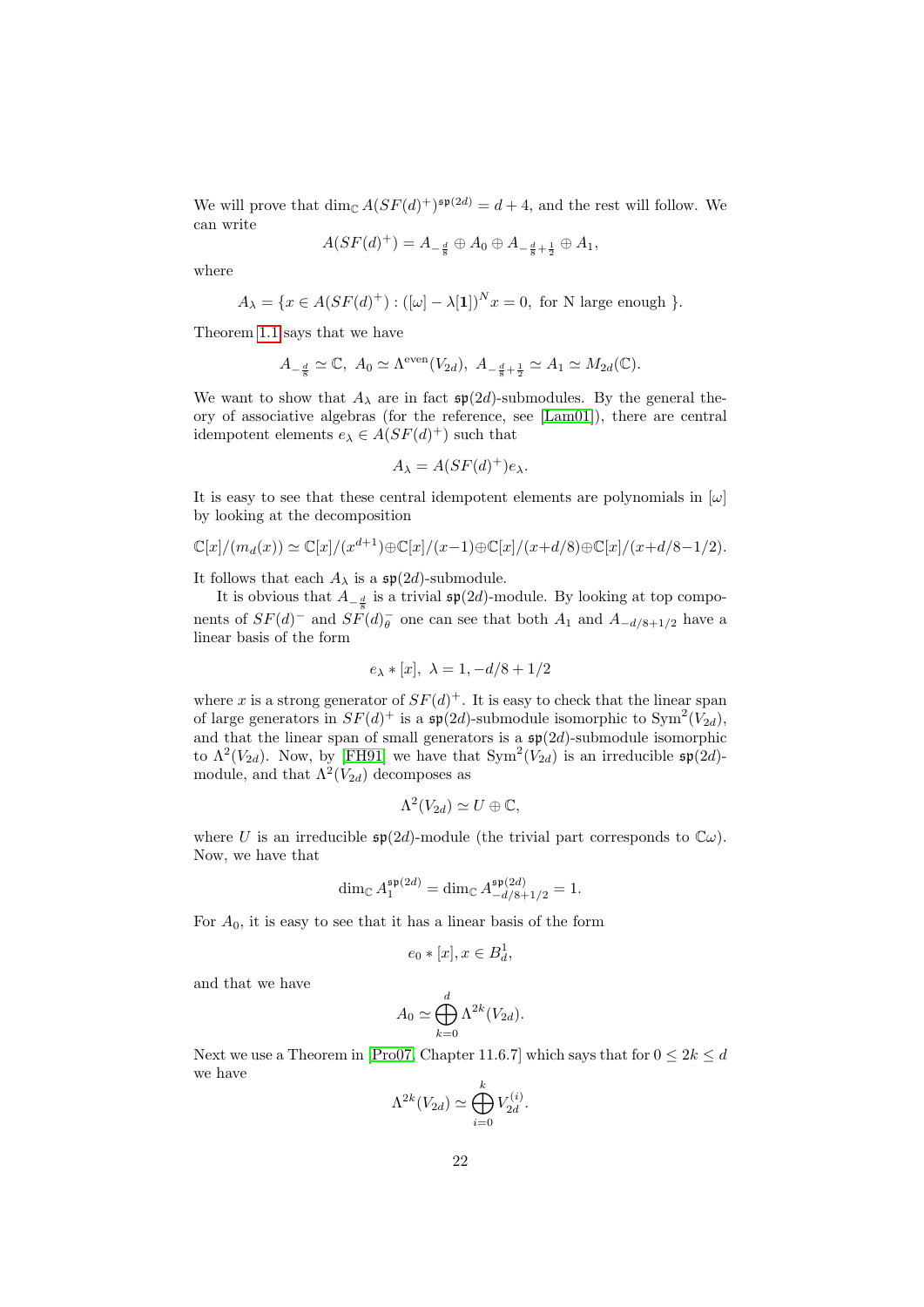We will prove that $\dim_{\mathbb{C}} A(SF(d)^+)^{\mathfrak{sp}(2d)} = d+4$, and the rest will follow. We can write

$$A(SF(d)^+) = A_{-\frac{d}{8}} \oplus A_0 \oplus A_{-\frac{d}{8}+\frac{1}{2}} \oplus A_1,$$

where

$$A_\lambda = \{x \in A(SF(d)^+) : ([\omega] - \lambda[\mathbf{1}])^N x = 0, \text{ for N large enough }\}.$$

Theorem 1.1 says that we have

$$A_{-\frac{d}{8}} \simeq \mathbb{C},\ A_0 \simeq \Lambda^{\text{even}}(V_{2d}),\ A_{-\frac{d}{8}+\frac{1}{2}} \simeq A_1 \simeq M_{2d}(\mathbb{C}).$$

We want to show that $A_\lambda$ are in fact $\mathfrak{sp}(2d)$-submodules. By the general theory of associative algebras (for the reference, see [Lam01]), there are central idempotent elements $e_\lambda \in A(SF(d)^+)$ such that

$$A_\lambda = A(SF(d)^+)e_\lambda.$$

It is easy to see that these central idempotent elements are polynomials in $[\omega]$ by looking at the decomposition

$$\mathbb{C}[x]/(m_d(x)) \simeq \mathbb{C}[x]/(x^{d+1}) \oplus \mathbb{C}[x]/(x-1) \oplus \mathbb{C}[x]/(x+d/8) \oplus \mathbb{C}[x]/(x+d/8-1/2).$$

It follows that each $A_\lambda$ is a $\mathfrak{sp}(2d)$-submodule.

It is obvious that $A_{-\frac{d}{8}}$ is a trivial $\mathfrak{sp}(2d)$-module. By looking at top components of $SF(d)^-$ and $SF(d)^-_\theta$ one can see that both $A_1$ and $A_{-d/8+1/2}$ have a linear basis of the form

$$e_\lambda * [x],\ \lambda = 1, -d/8+1/2$$

where $x$ is a strong generator of $SF(d)^+$. It is easy to check that the linear span of large generators in $SF(d)^+$ is a $\mathfrak{sp}(2d)$-submodule isomorphic to $\mathrm{Sym}^2(V_{2d})$, and that the linear span of small generators is a $\mathfrak{sp}(2d)$-submodule isomorphic to $\Lambda^2(V_{2d})$. Now, by [FH91] we have that $\mathrm{Sym}^2(V_{2d})$ is an irreducible $\mathfrak{sp}(2d)$-module, and that $\Lambda^2(V_{2d})$ decomposes as

$$\Lambda^2(V_{2d}) \simeq U \oplus \mathbb{C},$$

where $U$ is an irreducible $\mathfrak{sp}(2d)$-module (the trivial part corresponds to $\mathbb{C}\omega$). Now, we have that

$$\dim_{\mathbb{C}} A_1^{\mathfrak{sp}(2d)} = \dim_{\mathbb{C}} A_{-d/8+1/2}^{\mathfrak{sp}(2d)} = 1.$$

For $A_0$, it is easy to see that it has a linear basis of the form

$$e_0 * [x], x \in B_d^1,$$

and that we have

$$A_0 \simeq \bigoplus_{k=0}^{d} \Lambda^{2k}(V_{2d}).$$

Next we use a Theorem in [Pro07, Chapter 11.6.7] which says that for $0 \leq 2k \leq d$ we have

$$\Lambda^{2k}(V_{2d}) \simeq \bigoplus_{i=0}^{k} V_{2d}^{(i)}.$$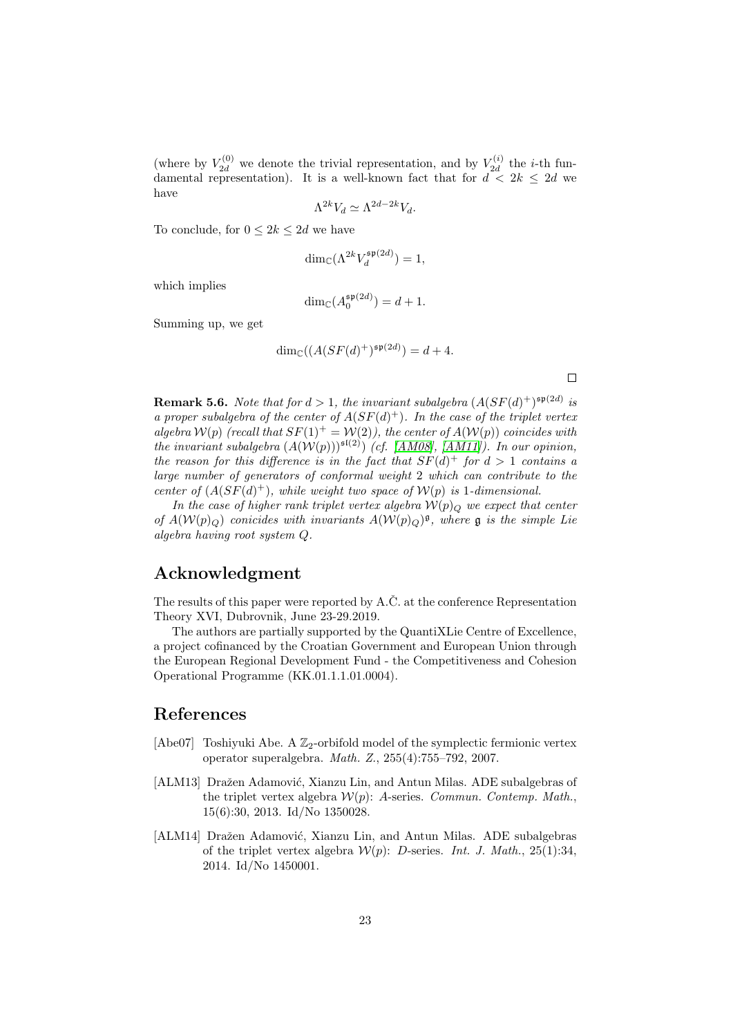(where by $V_{2d}^{(0)}$ we denote the trivial representation, and by $V_{2d}^{(i)}$ the $i$-th fundamental representation). It is a well-known fact that for $d < 2k \leq 2d$ we have

$$\Lambda^{2k} V_d \simeq \Lambda^{2d-2k} V_d.$$

To conclude, for $0 \leq 2k \leq 2d$ we have

$$\dim_{\mathbb{C}}(\Lambda^{2k} V_d^{\mathfrak{sp}(2d)}) = 1,$$

which implies

$$\dim_{\mathbb{C}}(A_0^{\mathfrak{sp}(2d)}) = d + 1.$$

Summing up, we get

$$\dim_{\mathbb{C}}((A(SF(d)^+)^{\mathfrak{sp}(2d)}) = d + 4.$$

□

**Remark 5.6.** *Note that for $d > 1$, the invariant subalgebra $(A(SF(d)^+)^{\mathfrak{sp}(2d)}$ is a proper subalgebra of the center of $A(SF(d)^+)$. In the case of the triplet vertex algebra $\mathcal{W}(p)$ (recall that $SF(1)^+ = \mathcal{W}(2)$), the center of $A(\mathcal{W}(p))$ coincides with the invariant subalgebra $(A(\mathcal{W}(p)))^{\mathfrak{sl}(2)}$ (cf. [AM08], [AM11]). In our opinion, the reason for this difference is in the fact that $SF(d)^+$ for $d > 1$ contains a large number of generators of conformal weight 2 which can contribute to the center of $(A(SF(d)^+)$, while weight two space of $\mathcal{W}(p)$ is 1-dimensional.*

*In the case of higher rank triplet vertex algebra $\mathcal{W}(p)_Q$ we expect that center of $A(\mathcal{W}(p)_Q)$ conicides with invariants $A(\mathcal{W}(p)_Q)^{\mathfrak{g}}$, where $\mathfrak{g}$ is the simple Lie algebra having root system $Q$.*

## Acknowledgment

The results of this paper were reported by A.Č. at the conference Representation Theory XVI, Dubrovnik, June 23-29.2019.

The authors are partially supported by the QuantiXLie Centre of Excellence, a project cofinanced by the Croatian Government and European Union through the European Regional Development Fund - the Competitiveness and Cohesion Operational Programme (KK.01.1.1.01.0004).

## References

- [Abe07] Toshiyuki Abe. A $\mathbb{Z}_2$-orbifold model of the symplectic fermionic vertex operator superalgebra. *Math. Z.*, 255(4):755–792, 2007.
- [ALM13] Dražen Adamović, Xianzu Lin, and Antun Milas. ADE subalgebras of the triplet vertex algebra $\mathcal{W}(p)$: $A$-series. *Commun. Contemp. Math.*, 15(6):30, 2013. Id/No 1350028.
- [ALM14] Dražen Adamović, Xianzu Lin, and Antun Milas. ADE subalgebras of the triplet vertex algebra $\mathcal{W}(p)$: $D$-series. *Int. J. Math.*, 25(1):34, 2014. Id/No 1450001.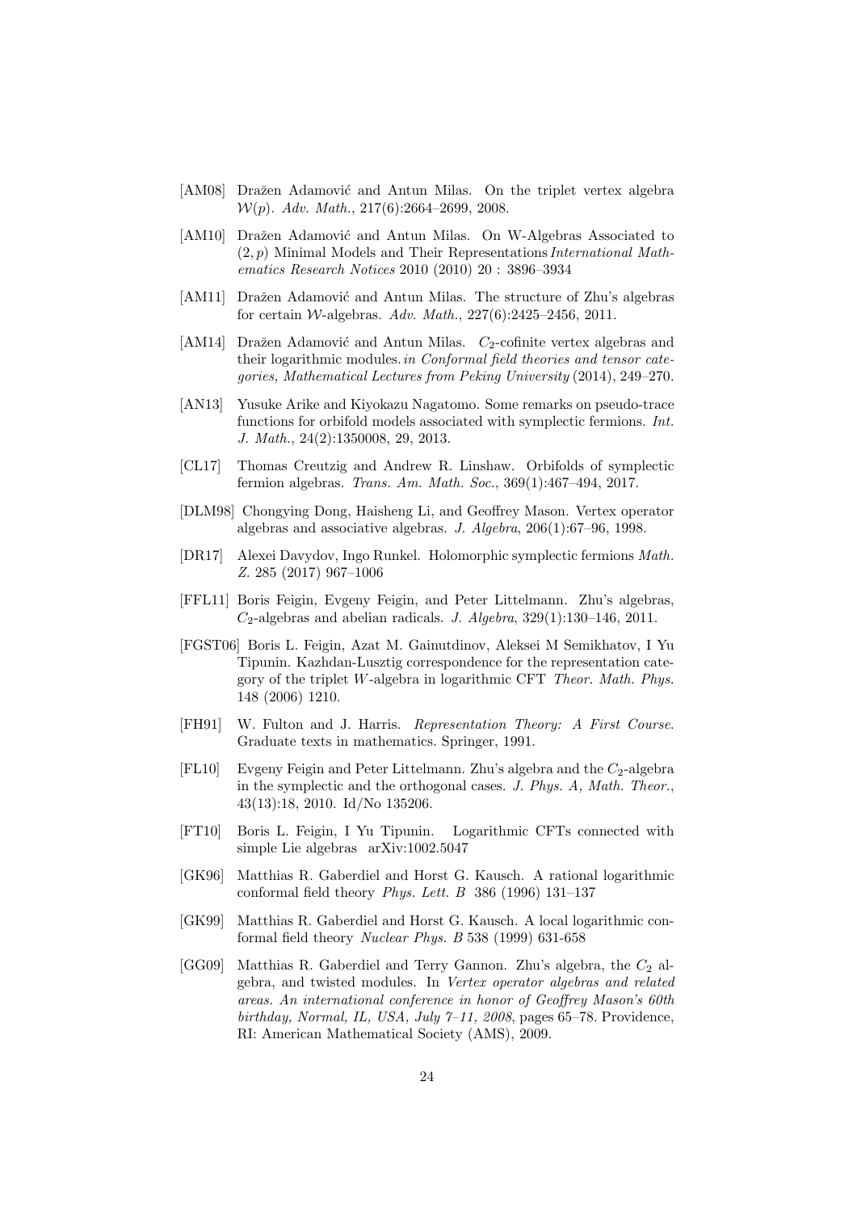- [AM08] Dražen Adamović and Antun Milas. On the triplet vertex algebra $\mathcal{W}(p)$. *Adv. Math.*, 217(6):2664–2699, 2008.

- [AM10] Dražen Adamović and Antun Milas. On W-Algebras Associated to $(2, p)$ Minimal Models and Their Representations *International Mathematics Research Notices* 2010 (2010) 20 : 3896–3934

- [AM11] Dražen Adamović and Antun Milas. The structure of Zhu's algebras for certain $\mathcal{W}$-algebras. *Adv. Math.*, 227(6):2425–2456, 2011.

- [AM14] Dražen Adamović and Antun Milas. $C_2$-cofinite vertex algebras and their logarithmic modules. *in Conformal field theories and tensor categories, Mathematical Lectures from Peking University* (2014), 249–270.

- [AN13] Yusuke Arike and Kiyokazu Nagatomo. Some remarks on pseudo-trace functions for orbifold models associated with symplectic fermions. *Int. J. Math.*, 24(2):1350008, 29, 2013.

- [CL17] Thomas Creutzig and Andrew R. Linshaw. Orbifolds of symplectic fermion algebras. *Trans. Am. Math. Soc.*, 369(1):467–494, 2017.

- [DLM98] Chongying Dong, Haisheng Li, and Geoffrey Mason. Vertex operator algebras and associative algebras. *J. Algebra*, 206(1):67–96, 1998.

- [DR17] Alexei Davydov, Ingo Runkel. Holomorphic symplectic fermions *Math. Z.* 285 (2017) 967–1006

- [FFL11] Boris Feigin, Evgeny Feigin, and Peter Littelmann. Zhu's algebras, $C_2$-algebras and abelian radicals. *J. Algebra*, 329(1):130–146, 2011.

- [FGST06] Boris L. Feigin, Azat M. Gainutdinov, Aleksei M Semikhatov, I Yu Tipunin. Kazhdan-Lusztig correspondence for the representation category of the triplet $W$-algebra in logarithmic CFT *Theor. Math. Phys.* 148 (2006) 1210.

- [FH91] W. Fulton and J. Harris. *Representation Theory: A First Course*. Graduate texts in mathematics. Springer, 1991.

- [FL10] Evgeny Feigin and Peter Littelmann. Zhu's algebra and the $C_2$-algebra in the symplectic and the orthogonal cases. *J. Phys. A, Math. Theor.*, 43(13):18, 2010. Id/No 135206.

- [FT10] Boris L. Feigin, I Yu Tipunin. Logarithmic CFTs connected with simple Lie algebras arXiv:1002.5047

- [GK96] Matthias R. Gaberdiel and Horst G. Kausch. A rational logarithmic conformal field theory *Phys. Lett. B* 386 (1996) 131–137

- [GK99] Matthias R. Gaberdiel and Horst G. Kausch. A local logarithmic conformal field theory *Nuclear Phys. B* 538 (1999) 631-658

- [GG09] Matthias R. Gaberdiel and Terry Gannon. Zhu's algebra, the $C_2$ algebra, and twisted modules. In *Vertex operator algebras and related areas. An international conference in honor of Geoffrey Mason's 60th birthday, Normal, IL, USA, July 7–11, 2008*, pages 65–78. Providence, RI: American Mathematical Society (AMS), 2009.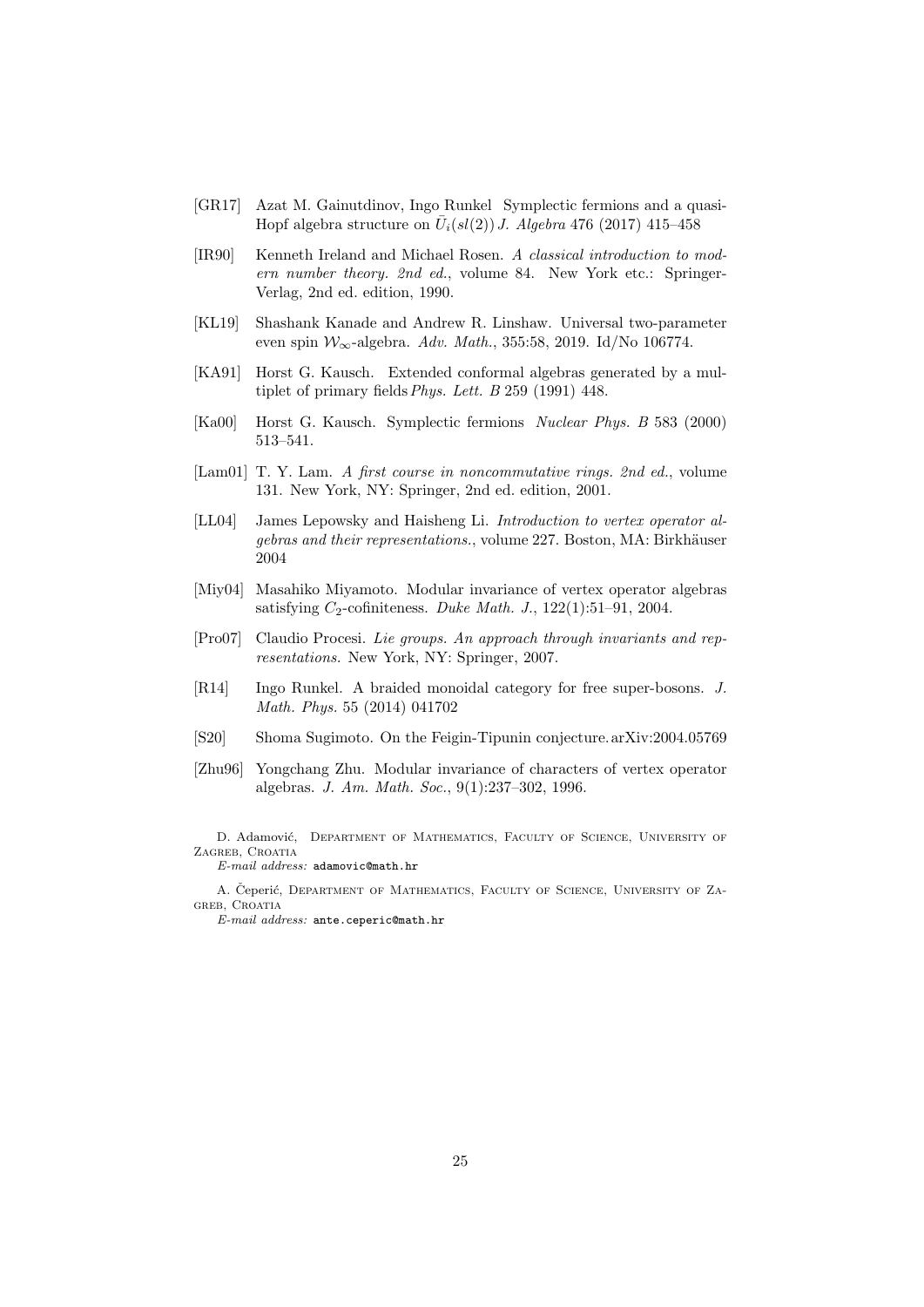- [GR17] Azat M. Gainutdinov, Ingo Runkel Symplectic fermions and a quasi-Hopf algebra structure on $\bar{U}_i(sl(2))$ *J. Algebra* 476 (2017) 415–458
- [IR90] Kenneth Ireland and Michael Rosen. *A classical introduction to modern number theory. 2nd ed.*, volume 84. New York etc.: Springer-Verlag, 2nd ed. edition, 1990.
- [KL19] Shashank Kanade and Andrew R. Linshaw. Universal two-parameter even spin $\mathcal{W}_\infty$-algebra. *Adv. Math.*, 355:58, 2019. Id/No 106774.
- [KA91] Horst G. Kausch. Extended conformal algebras generated by a multiplet of primary fields *Phys. Lett. B* 259 (1991) 448.
- [Ka00] Horst G. Kausch. Symplectic fermions *Nuclear Phys. B* 583 (2000) 513–541.
- [Lam01] T. Y. Lam. *A first course in noncommutative rings. 2nd ed.*, volume 131. New York, NY: Springer, 2nd ed. edition, 2001.
- [LL04] James Lepowsky and Haisheng Li. *Introduction to vertex operator algebras and their representations.*, volume 227. Boston, MA: Birkhäuser 2004
- [Miy04] Masahiko Miyamoto. Modular invariance of vertex operator algebras satisfying $C_2$-cofiniteness. *Duke Math. J.*, 122(1):51–91, 2004.
- [Pro07] Claudio Procesi. *Lie groups. An approach through invariants and representations.* New York, NY: Springer, 2007.
- [R14] Ingo Runkel. A braided monoidal category for free super-bosons. *J. Math. Phys.* 55 (2014) 041702
- [S20] Shoma Sugimoto. On the Feigin-Tipunin conjecture. arXiv:2004.05769
- [Zhu96] Yongchang Zhu. Modular invariance of characters of vertex operator algebras. *J. Am. Math. Soc.*, 9(1):237–302, 1996.

D. Adamović, Department of Mathematics, Faculty of Science, University of Zagreb, Croatia
*E-mail address:* adamovic@math.hr

A. Čeperić, Department of Mathematics, Faculty of Science, University of Zagreb, Croatia
*E-mail address:* ante.ceperic@math.hr